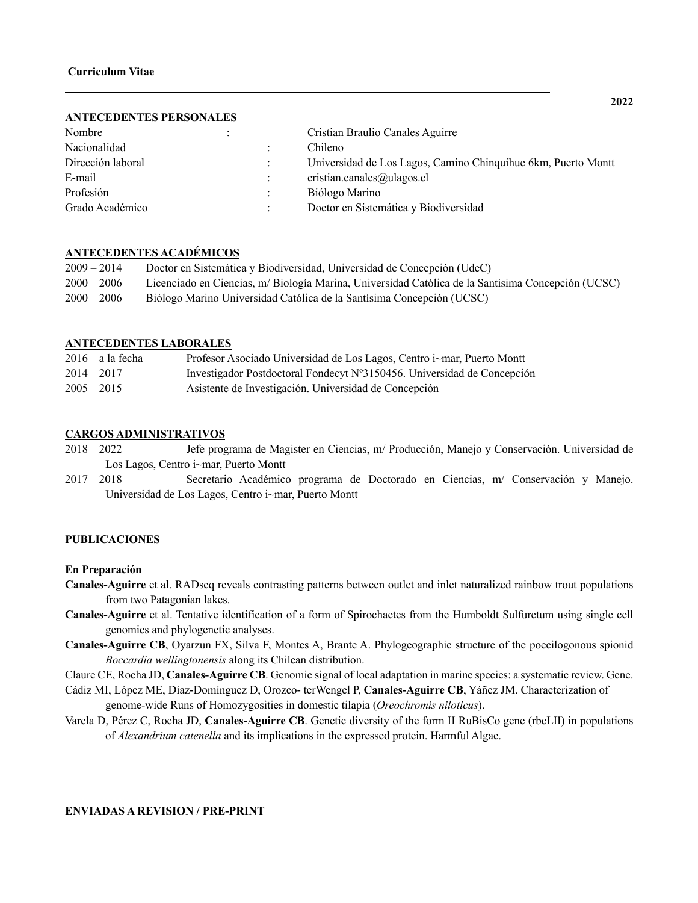**Curriculum Vitae**

**2022**

## ANTECEDENTES PERSONALES

| | | |
|---|---|---|
| Nombre | : | Cristian Braulio Canales Aguirre |
| Nacionalidad | : | Chileno |
| Dirección laboral | : | Universidad de Los Lagos, Camino Chinquihue 6km, Puerto Montt |
| E-mail | : | cristian.canales@ulagos.cl |
| Profesión | : | Biólogo Marino |
| Grado Académico | : | Doctor en Sistemática y Biodiversidad |

## ANTECEDENTES ACADÉMICOS

2009 – 2014 Doctor en Sistemática y Biodiversidad, Universidad de Concepción (UdeC)

2000 – 2006 Licenciado en Ciencias, m/ Biología Marina, Universidad Católica de la Santísima Concepción (UCSC)

2000 – 2006 Biólogo Marino Universidad Católica de la Santísima Concepción (UCSC)

## ANTECEDENTES LABORALES

2016 – a la fecha Profesor Asociado Universidad de Los Lagos, Centro i~mar, Puerto Montt

2014 – 2017 Investigador Postdoctoral Fondecyt Nº3150456. Universidad de Concepción

2005 – 2015 Asistente de Investigación. Universidad de Concepción

## CARGOS ADMINISTRATIVOS

2018 – 2022 Jefe programa de Magister en Ciencias, m/ Producción, Manejo y Conservación. Universidad de Los Lagos, Centro i~mar, Puerto Montt

2017 – 2018 Secretario Académico programa de Doctorado en Ciencias, m/ Conservación y Manejo. Universidad de Los Lagos, Centro i~mar, Puerto Montt

## PUBLICACIONES

### En Preparación

**Canales-Aguirre** et al. RADseq reveals contrasting patterns between outlet and inlet naturalized rainbow trout populations from two Patagonian lakes.

**Canales-Aguirre** et al. Tentative identification of a form of Spirochaetes from the Humboldt Sulfuretum using single cell genomics and phylogenetic analyses.

**Canales-Aguirre CB**, Oyarzun FX, Silva F, Montes A, Brante A. Phylogeographic structure of the poecilogonous spionid *Boccardia wellingtonensis* along its Chilean distribution.

Claure CE, Rocha JD, **Canales-Aguirre CB**. Genomic signal of local adaptation in marine species: a systematic review. Gene.

Cádiz MI, López ME, Díaz-Domínguez D, Orozco- terWengel P, **Canales-Aguirre CB**, Yáñez JM. Characterization of genome-wide Runs of Homozygosities in domestic tilapia (*Oreochromis niloticus*).

Varela D, Pérez C, Rocha JD, **Canales-Aguirre CB**. Genetic diversity of the form II RuBisCo gene (rbcLII) in populations of *Alexandrium catenella* and its implications in the expressed protein. Harmful Algae.

### ENVIADAS A REVISION / PRE-PRINT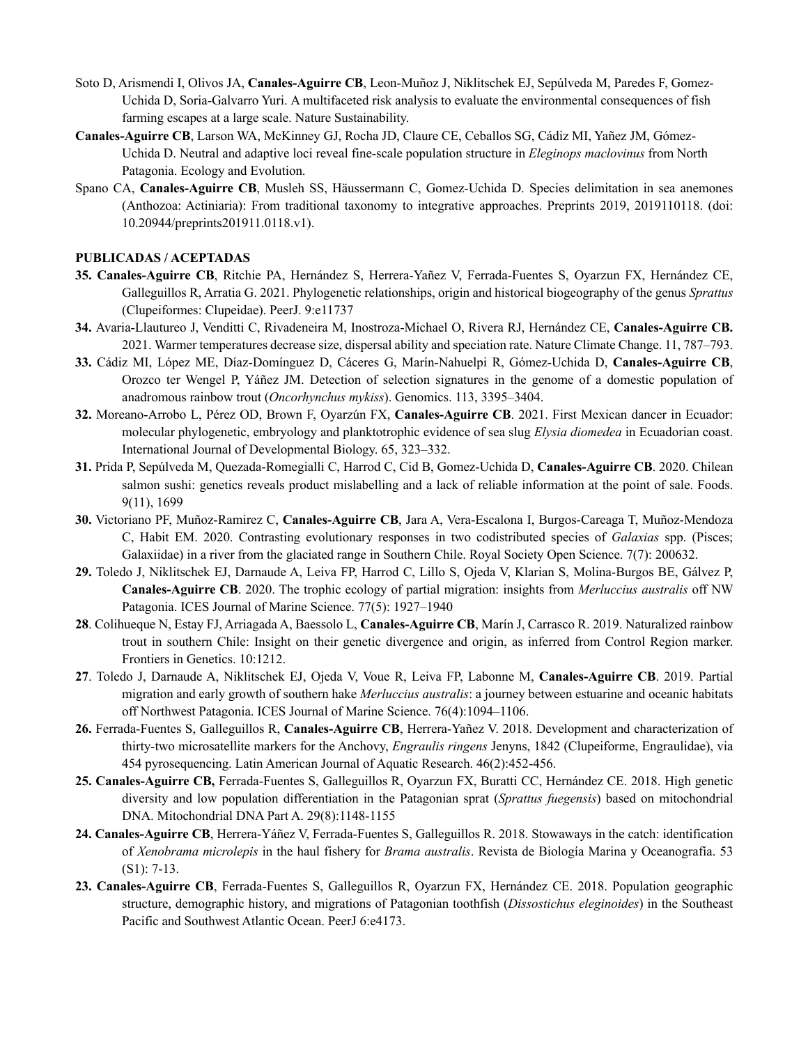Soto D, Arismendi I, Olivos JA, **Canales-Aguirre CB**, Leon-Muñoz J, Niklitschek EJ, Sepúlveda M, Paredes F, Gomez-Uchida D, Soria-Galvarro Yuri. A multifaceted risk analysis to evaluate the environmental consequences of fish farming escapes at a large scale. Nature Sustainability.

**Canales-Aguirre CB**, Larson WA, McKinney GJ, Rocha JD, Claure CE, Ceballos SG, Cádiz MI, Yañez JM, Gómez-Uchida D. Neutral and adaptive loci reveal fine-scale population structure in *Eleginops maclovinus* from North Patagonia. Ecology and Evolution.

Spano CA, **Canales-Aguirre CB**, Musleh SS, Häussermann C, Gomez-Uchida D. Species delimitation in sea anemones (Anthozoa: Actiniaria): From traditional taxonomy to integrative approaches. Preprints 2019, 2019110118. (doi: 10.20944/preprints201911.0118.v1).

**PUBLICADAS / ACEPTADAS**

**35. Canales-Aguirre CB**, Ritchie PA, Hernández S, Herrera-Yañez V, Ferrada-Fuentes S, Oyarzun FX, Hernández CE, Galleguillos R, Arratia G. 2021. Phylogenetic relationships, origin and historical biogeography of the genus *Sprattus* (Clupeiformes: Clupeidae). PeerJ. 9:e11737

**34.** Avaria-Llautureo J, Venditti C, Rivadeneira M, Inostroza-Michael O, Rivera RJ, Hernández CE, **Canales-Aguirre CB.** 2021. Warmer temperatures decrease size, dispersal ability and speciation rate. Nature Climate Change. 11, 787–793.

**33.** Cádiz MI, López ME, Díaz-Domínguez D, Cáceres G, Marín-Nahuelpi R, Gómez-Uchida D, **Canales-Aguirre CB**, Orozco ter Wengel P, Yáñez JM. Detection of selection signatures in the genome of a domestic population of anadromous rainbow trout (*Oncorhynchus mykiss*). Genomics. 113, 3395–3404.

**32.** Moreano-Arrobo L, Pérez OD, Brown F, Oyarzún FX, **Canales-Aguirre CB**. 2021. First Mexican dancer in Ecuador: molecular phylogenetic, embryology and planktotrophic evidence of sea slug *Elysia diomedea* in Ecuadorian coast. International Journal of Developmental Biology. 65, 323–332.

**31.** Prida P, Sepúlveda M, Quezada-Romegialli C, Harrod C, Cid B, Gomez-Uchida D, **Canales-Aguirre CB**. 2020. Chilean salmon sushi: genetics reveals product mislabelling and a lack of reliable information at the point of sale. Foods. 9(11), 1699

**30.** Victoriano PF, Muñoz-Ramirez C, **Canales-Aguirre CB**, Jara A, Vera-Escalona I, Burgos-Careaga T, Muñoz-Mendoza C, Habit EM. 2020. Contrasting evolutionary responses in two codistributed species of *Galaxias* spp. (Pisces; Galaxiidae) in a river from the glaciated range in Southern Chile. Royal Society Open Science. 7(7): 200632.

**29.** Toledo J, Niklitschek EJ, Darnaude A, Leiva FP, Harrod C, Lillo S, Ojeda V, Klarian S, Molina-Burgos BE, Gálvez P, **Canales-Aguirre CB**. 2020. The trophic ecology of partial migration: insights from *Merluccius australis* off NW Patagonia. ICES Journal of Marine Science. 77(5): 1927–1940

**28**. Colihueque N, Estay FJ, Arriagada A, Baessolo L, **Canales-Aguirre CB**, Marín J, Carrasco R. 2019. Naturalized rainbow trout in southern Chile: Insight on their genetic divergence and origin, as inferred from Control Region marker. Frontiers in Genetics. 10:1212.

**27**. Toledo J, Darnaude A, Niklitschek EJ, Ojeda V, Voue R, Leiva FP, Labonne M, **Canales-Aguirre CB**. 2019. Partial migration and early growth of southern hake *Merluccius australis*: a journey between estuarine and oceanic habitats off Northwest Patagonia. ICES Journal of Marine Science. 76(4):1094–1106.

**26.** Ferrada-Fuentes S, Galleguillos R, **Canales-Aguirre CB**, Herrera-Yañez V. 2018. Development and characterization of thirty-two microsatellite markers for the Anchovy, *Engraulis ringens* Jenyns, 1842 (Clupeiforme, Engraulidae), via 454 pyrosequencing. Latin American Journal of Aquatic Research. 46(2):452-456.

**25. Canales-Aguirre CB,** Ferrada-Fuentes S, Galleguillos R, Oyarzun FX, Buratti CC, Hernández CE. 2018. High genetic diversity and low population differentiation in the Patagonian sprat (*Sprattus fuegensis*) based on mitochondrial DNA. Mitochondrial DNA Part A. 29(8):1148-1155

**24. Canales-Aguirre CB**, Herrera-Yáñez V, Ferrada-Fuentes S, Galleguillos R. 2018. Stowaways in the catch: identification of *Xenobrama microlepis* in the haul fishery for *Brama australis*. Revista de Biología Marina y Oceanografía. 53 (S1): 7-13.

**23. Canales-Aguirre CB**, Ferrada-Fuentes S, Galleguillos R, Oyarzun FX, Hernández CE. 2018. Population geographic structure, demographic history, and migrations of Patagonian toothfish (*Dissostichus eleginoides*) in the Southeast Pacific and Southwest Atlantic Ocean. PeerJ 6:e4173.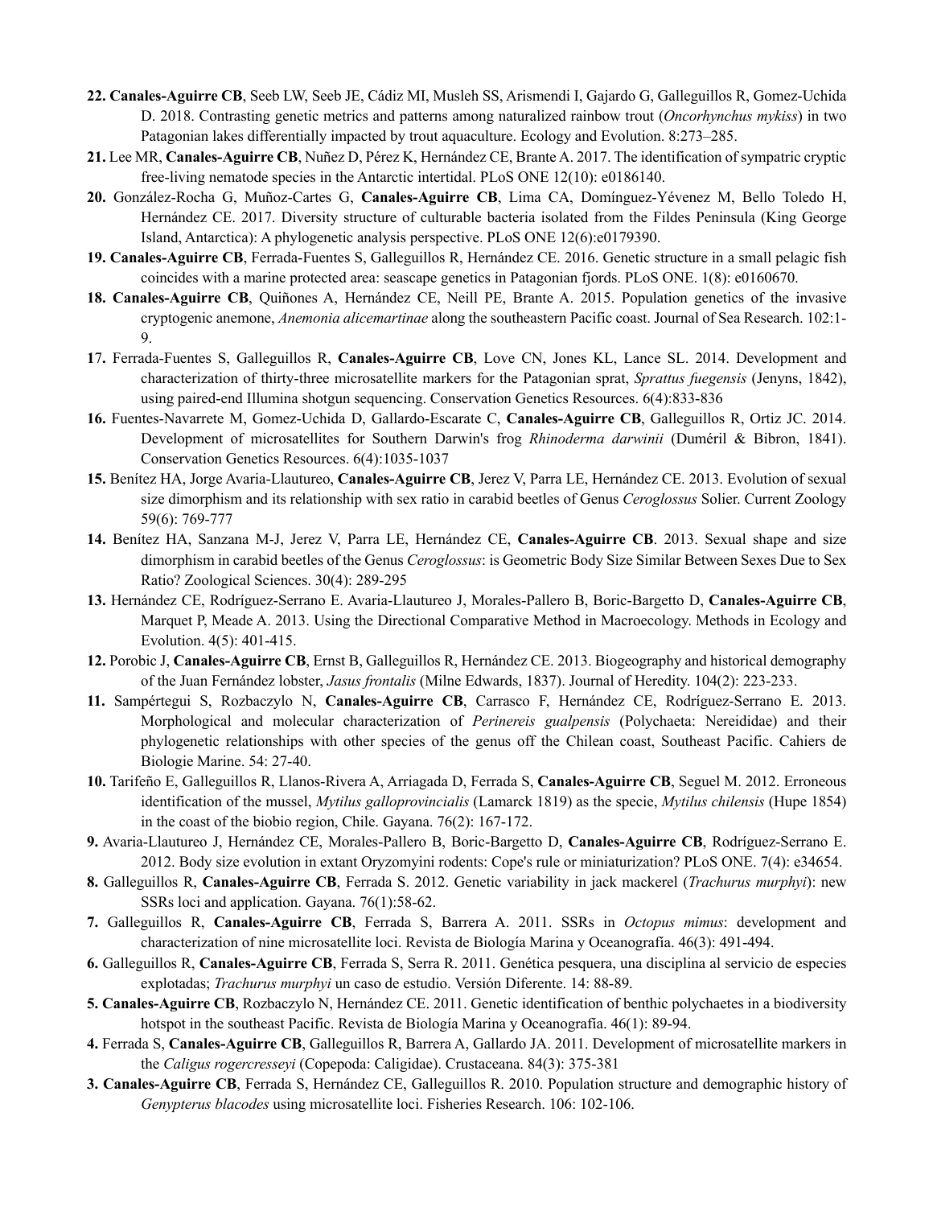**22.** **Canales-Aguirre CB**, Seeb LW, Seeb JE, Cádiz MI, Musleh SS, Arismendi I, Gajardo G, Galleguillos R, Gomez-Uchida D. 2018. Contrasting genetic metrics and patterns among naturalized rainbow trout (*Oncorhynchus mykiss*) in two Patagonian lakes differentially impacted by trout aquaculture. Ecology and Evolution. 8:273–285.

**21.** Lee MR, **Canales-Aguirre CB**, Nuñez D, Pérez K, Hernández CE, Brante A. 2017. The identification of sympatric cryptic free-living nematode species in the Antarctic intertidal. PLoS ONE 12(10): e0186140.

**20.** González-Rocha G, Muñoz-Cartes G, **Canales-Aguirre CB**, Lima CA, Domínguez-Yévenez M, Bello Toledo H, Hernández CE. 2017. Diversity structure of culturable bacteria isolated from the Fildes Peninsula (King George Island, Antarctica): A phylogenetic analysis perspective. PLoS ONE 12(6):e0179390.

**19.** **Canales-Aguirre CB**, Ferrada-Fuentes S, Galleguillos R, Hernández CE. 2016. Genetic structure in a small pelagic fish coincides with a marine protected area: seascape genetics in Patagonian fjords. PLoS ONE. 1(8): e0160670.

**18.** **Canales-Aguirre CB**, Quiñones A, Hernández CE, Neill PE, Brante A. 2015. Population genetics of the invasive cryptogenic anemone, *Anemonia alicemartinae* along the southeastern Pacific coast. Journal of Sea Research. 102:1-9.

**17.** Ferrada-Fuentes S, Galleguillos R, **Canales-Aguirre CB**, Love CN, Jones KL, Lance SL. 2014. Development and characterization of thirty-three microsatellite markers for the Patagonian sprat, *Sprattus fuegensis* (Jenyns, 1842), using paired-end Illumina shotgun sequencing. Conservation Genetics Resources. 6(4):833-836

**16.** Fuentes-Navarrete M, Gomez-Uchida D, Gallardo-Escarate C, **Canales-Aguirre CB**, Galleguillos R, Ortiz JC. 2014. Development of microsatellites for Southern Darwin's frog *Rhinoderma darwinii* (Duméril & Bibron, 1841). Conservation Genetics Resources. 6(4):1035-1037

**15.** Benítez HA, Jorge Avaria-Llautureo, **Canales-Aguirre CB**, Jerez V, Parra LE, Hernández CE. 2013. Evolution of sexual size dimorphism and its relationship with sex ratio in carabid beetles of Genus *Ceroglossus* Solier. Current Zoology 59(6): 769-777

**14.** Benítez HA, Sanzana M-J, Jerez V, Parra LE, Hernández CE, **Canales-Aguirre CB**. 2013. Sexual shape and size dimorphism in carabid beetles of the Genus *Ceroglossus*: is Geometric Body Size Similar Between Sexes Due to Sex Ratio? Zoological Sciences. 30(4): 289-295

**13.** Hernández CE, Rodríguez-Serrano E. Avaria-Llautureo J, Morales-Pallero B, Boric-Bargetto D, **Canales-Aguirre CB**, Marquet P, Meade A. 2013. Using the Directional Comparative Method in Macroecology. Methods in Ecology and Evolution. 4(5): 401-415.

**12.** Porobic J, **Canales-Aguirre CB**, Ernst B, Galleguillos R, Hernández CE. 2013. Biogeography and historical demography of the Juan Fernández lobster, *Jasus frontalis* (Milne Edwards, 1837). Journal of Heredity. 104(2): 223-233.

**11.** Sampértegui S, Rozbaczylo N, **Canales-Aguirre CB**, Carrasco F, Hernández CE, Rodríguez-Serrano E. 2013. Morphological and molecular characterization of *Perinereis gualpensis* (Polychaeta: Nereididae) and their phylogenetic relationships with other species of the genus off the Chilean coast, Southeast Pacific. Cahiers de Biologie Marine. 54: 27-40.

**10.** Tarifeño E, Galleguillos R, Llanos-Rivera A, Arriagada D, Ferrada S, **Canales-Aguirre CB**, Seguel M. 2012. Erroneous identification of the mussel, *Mytilus galloprovincialis* (Lamarck 1819) as the specie, *Mytilus chilensis* (Hupe 1854) in the coast of the biobio region, Chile. Gayana. 76(2): 167-172.

**9.** Avaria-Llautureo J, Hernández CE, Morales-Pallero B, Boric-Bargetto D, **Canales-Aguirre CB**, Rodríguez-Serrano E. 2012. Body size evolution in extant Oryzomyini rodents: Cope's rule or miniaturization? PLoS ONE. 7(4): e34654.

**8.** Galleguillos R, **Canales-Aguirre CB**, Ferrada S. 2012. Genetic variability in jack mackerel (*Trachurus murphyi*): new SSRs loci and application. Gayana. 76(1):58-62.

**7.** Galleguillos R, **Canales-Aguirre CB**, Ferrada S, Barrera A. 2011. SSRs in *Octopus mimus*: development and characterization of nine microsatellite loci. Revista de Biología Marina y Oceanografía. 46(3): 491-494.

**6.** Galleguillos R, **Canales-Aguirre CB**, Ferrada S, Serra R. 2011. Genética pesquera, una disciplina al servicio de especies explotadas; *Trachurus murphyi* un caso de estudio. Versión Diferente. 14: 88-89.

**5.** **Canales-Aguirre CB**, Rozbaczylo N, Hernández CE. 2011. Genetic identification of benthic polychaetes in a biodiversity hotspot in the southeast Pacific. Revista de Biología Marina y Oceanografía. 46(1): 89-94.

**4.** Ferrada S, **Canales-Aguirre CB**, Galleguillos R, Barrera A, Gallardo JA. 2011. Development of microsatellite markers in the *Caligus rogercresseyi* (Copepoda: Caligidae). Crustaceana. 84(3): 375-381

**3.** **Canales-Aguirre CB**, Ferrada S, Hernández CE, Galleguillos R. 2010. Population structure and demographic history of *Genypterus blacodes* using microsatellite loci. Fisheries Research. 106: 102-106.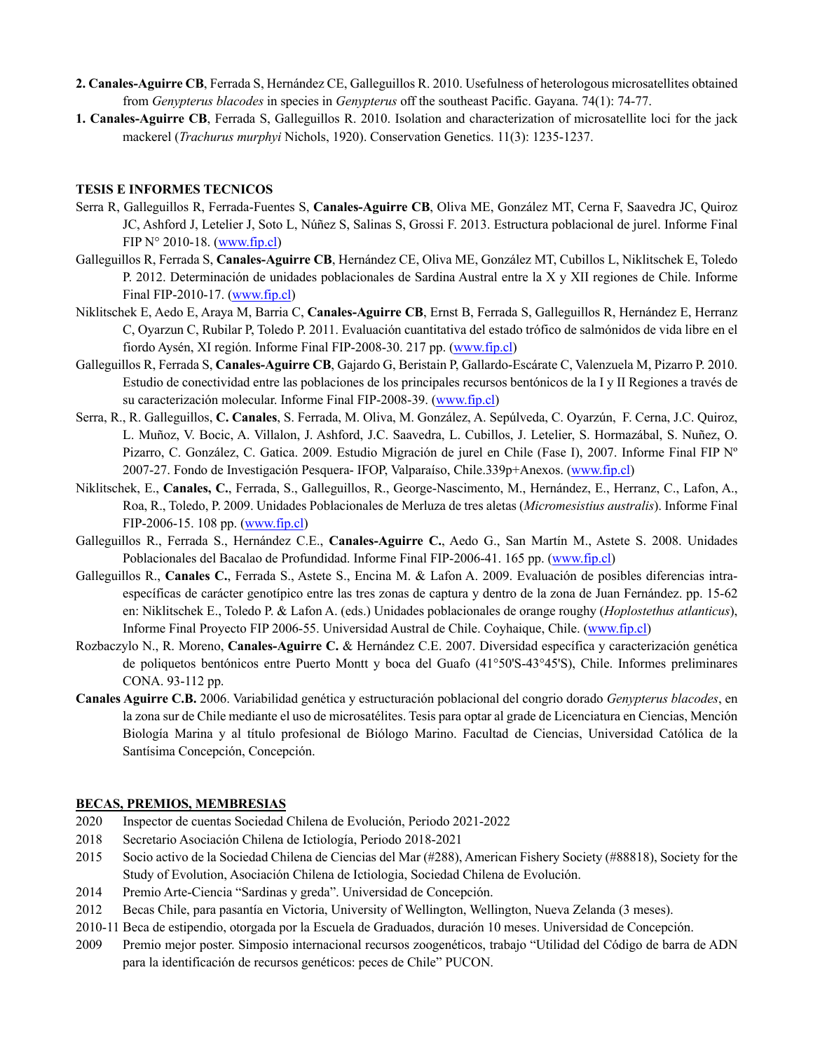**2. Canales-Aguirre CB**, Ferrada S, Hernández CE, Galleguillos R. 2010. Usefulness of heterologous microsatellites obtained from *Genypterus blacodes* in species in *Genypterus* off the southeast Pacific. Gayana. 74(1): 74-77.

**1. Canales-Aguirre CB**, Ferrada S, Galleguillos R. 2010. Isolation and characterization of microsatellite loci for the jack mackerel (*Trachurus murphyi* Nichols, 1920). Conservation Genetics. 11(3): 1235-1237.

**TESIS E INFORMES TECNICOS**

Serra R, Galleguillos R, Ferrada-Fuentes S, **Canales-Aguirre CB**, Oliva ME, González MT, Cerna F, Saavedra JC, Quiroz JC, Ashford J, Letelier J, Soto L, Núñez S, Salinas S, Grossi F. 2013. Estructura poblacional de jurel. Informe Final FIP N° 2010-18. (www.fip.cl)

Galleguillos R, Ferrada S, **Canales-Aguirre CB**, Hernández CE, Oliva ME, González MT, Cubillos L, Niklitschek E, Toledo P. 2012. Determinación de unidades poblacionales de Sardina Austral entre la X y XII regiones de Chile. Informe Final FIP-2010-17. (www.fip.cl)

Niklitschek E, Aedo E, Araya M, Barria C, **Canales-Aguirre CB**, Ernst B, Ferrada S, Galleguillos R, Hernández E, Herranz C, Oyarzun C, Rubilar P, Toledo P. 2011. Evaluación cuantitativa del estado trófico de salmónidos de vida libre en el fiordo Aysén, XI región. Informe Final FIP-2008-30. 217 pp. (www.fip.cl)

Galleguillos R, Ferrada S, **Canales-Aguirre CB**, Gajardo G, Beristain P, Gallardo-Escárate C, Valenzuela M, Pizarro P. 2010. Estudio de conectividad entre las poblaciones de los principales recursos bentónicos de la I y II Regiones a través de su caracterización molecular. Informe Final FIP-2008-39. (www.fip.cl)

Serra, R., R. Galleguillos, **C. Canales**, S. Ferrada, M. Oliva, M. González, A. Sepúlveda, C. Oyarzún, F. Cerna, J.C. Quiroz, L. Muñoz, V. Bocic, A. Villalon, J. Ashford, J.C. Saavedra, L. Cubillos, J. Letelier, S. Hormazábal, S. Nuñez, O. Pizarro, C. González, C. Gatica. 2009. Estudio Migración de jurel en Chile (Fase I), 2007. Informe Final FIP Nº 2007-27. Fondo de Investigación Pesquera- IFOP, Valparaíso, Chile.339p+Anexos. (www.fip.cl)

Niklitschek, E., **Canales, C.**, Ferrada, S., Galleguillos, R., George-Nascimento, M., Hernández, E., Herranz, C., Lafon, A., Roa, R., Toledo, P. 2009. Unidades Poblacionales de Merluza de tres aletas (*Micromesistius australis*). Informe Final FIP-2006-15. 108 pp. (www.fip.cl)

Galleguillos R., Ferrada S., Hernández C.E., **Canales-Aguirre C.**, Aedo G., San Martín M., Astete S. 2008. Unidades Poblacionales del Bacalao de Profundidad. Informe Final FIP-2006-41. 165 pp. (www.fip.cl)

Galleguillos R., **Canales C.**, Ferrada S., Astete S., Encina M. & Lafon A. 2009. Evaluación de posibles diferencias intra-específicas de carácter genotípico entre las tres zonas de captura y dentro de la zona de Juan Fernández. pp. 15-62 en: Niklitschek E., Toledo P. & Lafon A. (eds.) Unidades poblacionales de orange roughy (*Hoplostethus atlanticus*), Informe Final Proyecto FIP 2006-55. Universidad Austral de Chile. Coyhaique, Chile. (www.fip.cl)

Rozbaczylo N., R. Moreno, **Canales-Aguirre C.** & Hernández C.E. 2007. Diversidad específica y caracterización genética de poliquetos bentónicos entre Puerto Montt y boca del Guafo (41°50'S-43°45'S), Chile. Informes preliminares CONA. 93-112 pp.

**Canales Aguirre C.B.** 2006. Variabilidad genética y estructuración poblacional del congrio dorado *Genypterus blacodes*, en la zona sur de Chile mediante el uso de microsatélites. Tesis para optar al grade de Licenciatura en Ciencias, Mención Biología Marina y al título profesional de Biólogo Marino. Facultad de Ciencias, Universidad Católica de la Santísima Concepción, Concepción.

**BECAS, PREMIOS, MEMBRESIAS**

- 2020 Inspector de cuentas Sociedad Chilena de Evolución, Periodo 2021-2022
- 2018 Secretario Asociación Chilena de Ictiología, Periodo 2018-2021
- 2015 Socio activo de la Sociedad Chilena de Ciencias del Mar (#288), American Fishery Society (#88818), Society for the Study of Evolution, Asociación Chilena de Ictiologia, Sociedad Chilena de Evolución.
- 2014 Premio Arte-Ciencia "Sardinas y greda". Universidad de Concepción.
- 2012 Becas Chile, para pasantía en Victoria, University of Wellington, Wellington, Nueva Zelanda (3 meses).
- 2010-11 Beca de estipendio, otorgada por la Escuela de Graduados, duración 10 meses. Universidad de Concepción.
- 2009 Premio mejor poster. Simposio internacional recursos zoogenéticos, trabajo "Utilidad del Código de barra de ADN para la identificación de recursos genéticos: peces de Chile" PUCON.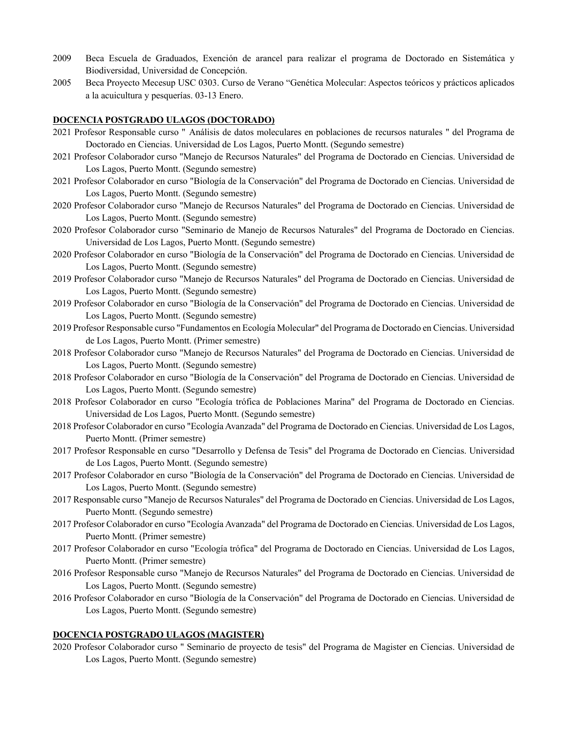2009 Beca Escuela de Graduados, Exención de arancel para realizar el programa de Doctorado en Sistemática y Biodiversidad, Universidad de Concepción.

2005 Beca Proyecto Mecesup USC 0303. Curso de Verano "Genética Molecular: Aspectos teóricos y prácticos aplicados a la acuicultura y pesquerías. 03-13 Enero.

**DOCENCIA POSTGRADO ULAGOS (DOCTORADO)**

2021 Profesor Responsable curso " Análisis de datos moleculares en poblaciones de recursos naturales " del Programa de Doctorado en Ciencias. Universidad de Los Lagos, Puerto Montt. (Segundo semestre)

2021 Profesor Colaborador curso "Manejo de Recursos Naturales" del Programa de Doctorado en Ciencias. Universidad de Los Lagos, Puerto Montt. (Segundo semestre)

2021 Profesor Colaborador en curso "Biología de la Conservación" del Programa de Doctorado en Ciencias. Universidad de Los Lagos, Puerto Montt. (Segundo semestre)

2020 Profesor Colaborador curso "Manejo de Recursos Naturales" del Programa de Doctorado en Ciencias. Universidad de Los Lagos, Puerto Montt. (Segundo semestre)

2020 Profesor Colaborador curso "Seminario de Manejo de Recursos Naturales" del Programa de Doctorado en Ciencias. Universidad de Los Lagos, Puerto Montt. (Segundo semestre)

2020 Profesor Colaborador en curso "Biología de la Conservación" del Programa de Doctorado en Ciencias. Universidad de Los Lagos, Puerto Montt. (Segundo semestre)

2019 Profesor Colaborador curso "Manejo de Recursos Naturales" del Programa de Doctorado en Ciencias. Universidad de Los Lagos, Puerto Montt. (Segundo semestre)

2019 Profesor Colaborador en curso "Biología de la Conservación" del Programa de Doctorado en Ciencias. Universidad de Los Lagos, Puerto Montt. (Segundo semestre)

2019 Profesor Responsable curso "Fundamentos en Ecología Molecular" del Programa de Doctorado en Ciencias. Universidad de Los Lagos, Puerto Montt. (Primer semestre)

2018 Profesor Colaborador curso "Manejo de Recursos Naturales" del Programa de Doctorado en Ciencias. Universidad de Los Lagos, Puerto Montt. (Segundo semestre)

2018 Profesor Colaborador en curso "Biología de la Conservación" del Programa de Doctorado en Ciencias. Universidad de Los Lagos, Puerto Montt. (Segundo semestre)

2018 Profesor Colaborador en curso "Ecología trófica de Poblaciones Marina" del Programa de Doctorado en Ciencias. Universidad de Los Lagos, Puerto Montt. (Segundo semestre)

2018 Profesor Colaborador en curso "Ecología Avanzada" del Programa de Doctorado en Ciencias. Universidad de Los Lagos, Puerto Montt. (Primer semestre)

2017 Profesor Responsable en curso "Desarrollo y Defensa de Tesis" del Programa de Doctorado en Ciencias. Universidad de Los Lagos, Puerto Montt. (Segundo semestre)

2017 Profesor Colaborador en curso "Biología de la Conservación" del Programa de Doctorado en Ciencias. Universidad de Los Lagos, Puerto Montt. (Segundo semestre)

2017 Responsable curso "Manejo de Recursos Naturales" del Programa de Doctorado en Ciencias. Universidad de Los Lagos, Puerto Montt. (Segundo semestre)

2017 Profesor Colaborador en curso "Ecología Avanzada" del Programa de Doctorado en Ciencias. Universidad de Los Lagos, Puerto Montt. (Primer semestre)

2017 Profesor Colaborador en curso "Ecología trófica" del Programa de Doctorado en Ciencias. Universidad de Los Lagos, Puerto Montt. (Primer semestre)

2016 Profesor Responsable curso "Manejo de Recursos Naturales" del Programa de Doctorado en Ciencias. Universidad de Los Lagos, Puerto Montt. (Segundo semestre)

2016 Profesor Colaborador en curso "Biología de la Conservación" del Programa de Doctorado en Ciencias. Universidad de Los Lagos, Puerto Montt. (Segundo semestre)

**DOCENCIA POSTGRADO ULAGOS (MAGISTER)**

2020 Profesor Colaborador curso " Seminario de proyecto de tesis" del Programa de Magister en Ciencias. Universidad de Los Lagos, Puerto Montt. (Segundo semestre)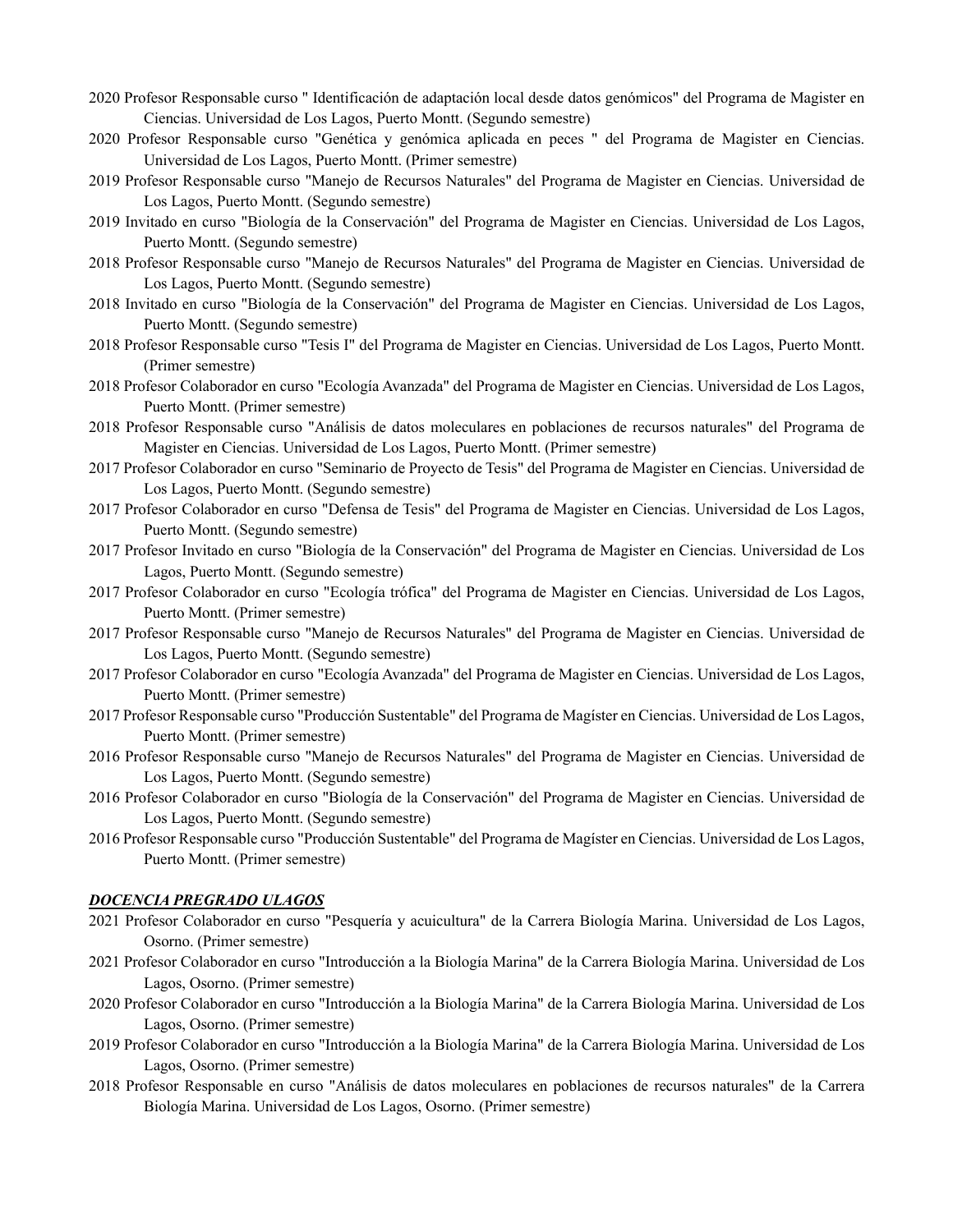2020 Profesor Responsable curso " Identificación de adaptación local desde datos genómicos" del Programa de Magister en Ciencias. Universidad de Los Lagos, Puerto Montt. (Segundo semestre)

2020 Profesor Responsable curso "Genética y genómica aplicada en peces " del Programa de Magister en Ciencias. Universidad de Los Lagos, Puerto Montt. (Primer semestre)

2019 Profesor Responsable curso "Manejo de Recursos Naturales" del Programa de Magister en Ciencias. Universidad de Los Lagos, Puerto Montt. (Segundo semestre)

2019 Invitado en curso "Biología de la Conservación" del Programa de Magister en Ciencias. Universidad de Los Lagos, Puerto Montt. (Segundo semestre)

2018 Profesor Responsable curso "Manejo de Recursos Naturales" del Programa de Magister en Ciencias. Universidad de Los Lagos, Puerto Montt. (Segundo semestre)

2018 Invitado en curso "Biología de la Conservación" del Programa de Magister en Ciencias. Universidad de Los Lagos, Puerto Montt. (Segundo semestre)

2018 Profesor Responsable curso "Tesis I" del Programa de Magister en Ciencias. Universidad de Los Lagos, Puerto Montt. (Primer semestre)

2018 Profesor Colaborador en curso "Ecología Avanzada" del Programa de Magister en Ciencias. Universidad de Los Lagos, Puerto Montt. (Primer semestre)

2018 Profesor Responsable curso "Análisis de datos moleculares en poblaciones de recursos naturales" del Programa de Magister en Ciencias. Universidad de Los Lagos, Puerto Montt. (Primer semestre)

2017 Profesor Colaborador en curso "Seminario de Proyecto de Tesis" del Programa de Magister en Ciencias. Universidad de Los Lagos, Puerto Montt. (Segundo semestre)

2017 Profesor Colaborador en curso "Defensa de Tesis" del Programa de Magister en Ciencias. Universidad de Los Lagos, Puerto Montt. (Segundo semestre)

2017 Profesor Invitado en curso "Biología de la Conservación" del Programa de Magister en Ciencias. Universidad de Los Lagos, Puerto Montt. (Segundo semestre)

2017 Profesor Colaborador en curso "Ecología trófica" del Programa de Magister en Ciencias. Universidad de Los Lagos, Puerto Montt. (Primer semestre)

2017 Profesor Responsable curso "Manejo de Recursos Naturales" del Programa de Magister en Ciencias. Universidad de Los Lagos, Puerto Montt. (Segundo semestre)

2017 Profesor Colaborador en curso "Ecología Avanzada" del Programa de Magister en Ciencias. Universidad de Los Lagos, Puerto Montt. (Primer semestre)

2017 Profesor Responsable curso "Producción Sustentable" del Programa de Magíster en Ciencias. Universidad de Los Lagos, Puerto Montt. (Primer semestre)

2016 Profesor Responsable curso "Manejo de Recursos Naturales" del Programa de Magister en Ciencias. Universidad de Los Lagos, Puerto Montt. (Segundo semestre)

2016 Profesor Colaborador en curso "Biología de la Conservación" del Programa de Magister en Ciencias. Universidad de Los Lagos, Puerto Montt. (Segundo semestre)

2016 Profesor Responsable curso "Producción Sustentable" del Programa de Magíster en Ciencias. Universidad de Los Lagos, Puerto Montt. (Primer semestre)

***DOCENCIA PREGRADO ULAGOS***

2021 Profesor Colaborador en curso "Pesquería y acuicultura" de la Carrera Biología Marina. Universidad de Los Lagos, Osorno. (Primer semestre)

2021 Profesor Colaborador en curso "Introducción a la Biología Marina" de la Carrera Biología Marina. Universidad de Los Lagos, Osorno. (Primer semestre)

2020 Profesor Colaborador en curso "Introducción a la Biología Marina" de la Carrera Biología Marina. Universidad de Los Lagos, Osorno. (Primer semestre)

2019 Profesor Colaborador en curso "Introducción a la Biología Marina" de la Carrera Biología Marina. Universidad de Los Lagos, Osorno. (Primer semestre)

2018 Profesor Responsable en curso "Análisis de datos moleculares en poblaciones de recursos naturales" de la Carrera Biología Marina. Universidad de Los Lagos, Osorno. (Primer semestre)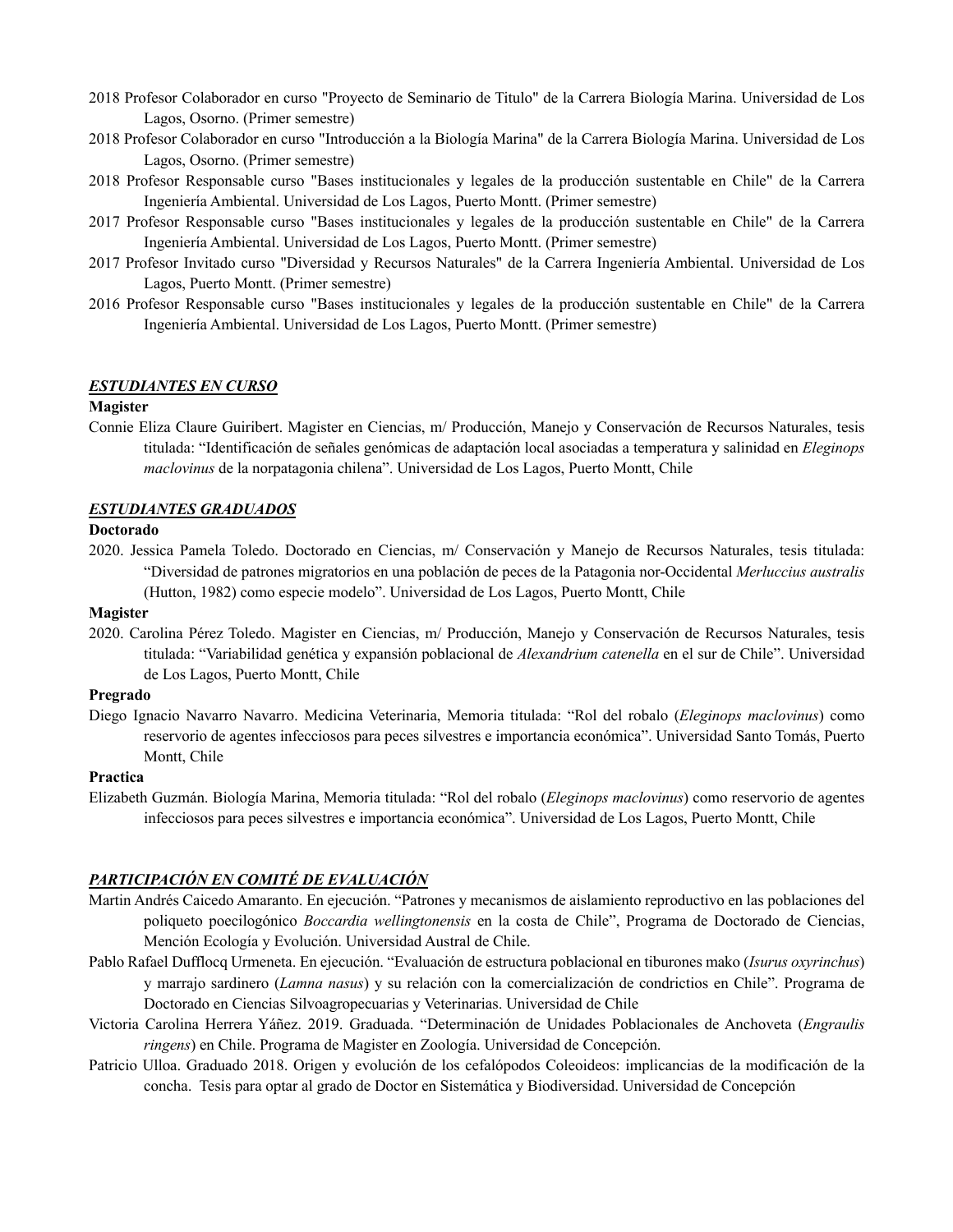2018 Profesor Colaborador en curso "Proyecto de Seminario de Titulo" de la Carrera Biología Marina. Universidad de Los Lagos, Osorno. (Primer semestre)

2018 Profesor Colaborador en curso "Introducción a la Biología Marina" de la Carrera Biología Marina. Universidad de Los Lagos, Osorno. (Primer semestre)

2018 Profesor Responsable curso "Bases institucionales y legales de la producción sustentable en Chile" de la Carrera Ingeniería Ambiental. Universidad de Los Lagos, Puerto Montt. (Primer semestre)

2017 Profesor Responsable curso "Bases institucionales y legales de la producción sustentable en Chile" de la Carrera Ingeniería Ambiental. Universidad de Los Lagos, Puerto Montt. (Primer semestre)

2017 Profesor Invitado curso "Diversidad y Recursos Naturales" de la Carrera Ingeniería Ambiental. Universidad de Los Lagos, Puerto Montt. (Primer semestre)

2016 Profesor Responsable curso "Bases institucionales y legales de la producción sustentable en Chile" de la Carrera Ingeniería Ambiental. Universidad de Los Lagos, Puerto Montt. (Primer semestre)

## ***ESTUDIANTES EN CURSO***

**Magister**

Connie Eliza Claure Guiribert. Magister en Ciencias, m/ Producción, Manejo y Conservación de Recursos Naturales, tesis titulada: "Identificación de señales genómicas de adaptación local asociadas a temperatura y salinidad en *Eleginops maclovinus* de la norpatagonia chilena". Universidad de Los Lagos, Puerto Montt, Chile

## ***ESTUDIANTES GRADUADOS***

**Doctorado**

2020. Jessica Pamela Toledo. Doctorado en Ciencias, m/ Conservación y Manejo de Recursos Naturales, tesis titulada: "Diversidad de patrones migratorios en una población de peces de la Patagonia nor-Occidental *Merluccius australis* (Hutton, 1982) como especie modelo". Universidad de Los Lagos, Puerto Montt, Chile

**Magister**

2020. Carolina Pérez Toledo. Magister en Ciencias, m/ Producción, Manejo y Conservación de Recursos Naturales, tesis titulada: "Variabilidad genética y expansión poblacional de *Alexandrium catenella* en el sur de Chile". Universidad de Los Lagos, Puerto Montt, Chile

**Pregrado**

Diego Ignacio Navarro Navarro. Medicina Veterinaria, Memoria titulada: "Rol del robalo (*Eleginops maclovinus*) como reservorio de agentes infecciosos para peces silvestres e importancia económica". Universidad Santo Tomás, Puerto Montt, Chile

**Practica**

Elizabeth Guzmán. Biología Marina, Memoria titulada: "Rol del robalo (*Eleginops maclovinus*) como reservorio de agentes infecciosos para peces silvestres e importancia económica". Universidad de Los Lagos, Puerto Montt, Chile

## ***PARTICIPACIÓN EN COMITÉ DE EVALUACIÓN***

Martin Andrés Caicedo Amaranto. En ejecución. "Patrones y mecanismos de aislamiento reproductivo en las poblaciones del poliqueto poecilogónico *Boccardia wellingtonensis* en la costa de Chile", Programa de Doctorado de Ciencias, Mención Ecología y Evolución. Universidad Austral de Chile.

Pablo Rafael Dufflocq Urmeneta. En ejecución. "Evaluación de estructura poblacional en tiburones mako (*Isurus oxyrinchus*) y marrajo sardinero (*Lamna nasus*) y su relación con la comercialización de condrictios en Chile". Programa de Doctorado en Ciencias Silvoagropecuarias y Veterinarias. Universidad de Chile

Victoria Carolina Herrera Yáñez. 2019. Graduada. "Determinación de Unidades Poblacionales de Anchoveta (*Engraulis ringens*) en Chile. Programa de Magister en Zoología. Universidad de Concepción.

Patricio Ulloa. Graduado 2018. Origen y evolución de los cefalópodos Coleoideos: implicancias de la modificación de la concha. Tesis para optar al grado de Doctor en Sistemática y Biodiversidad. Universidad de Concepción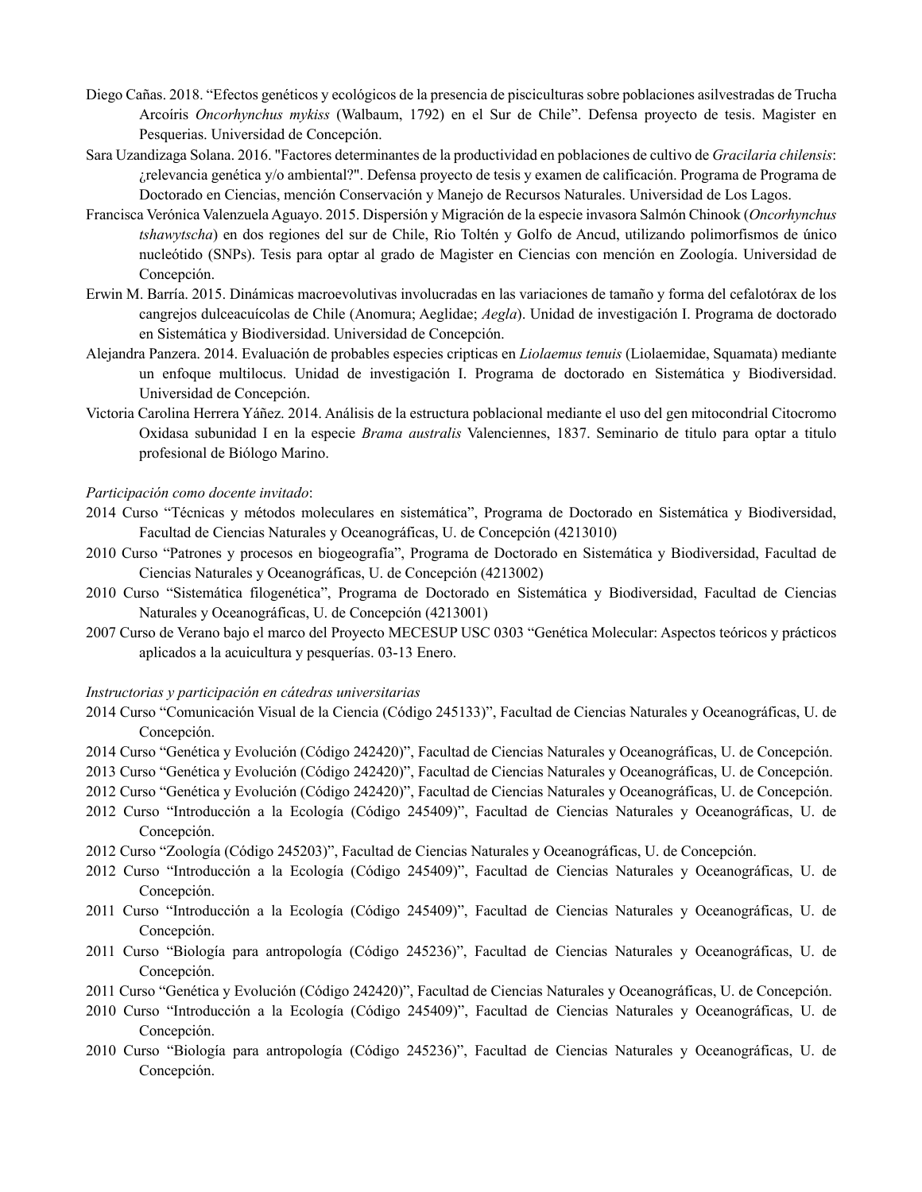Diego Cañas. 2018. “Efectos genéticos y ecológicos de la presencia de pisciculturas sobre poblaciones asilvestradas de Trucha Arcoíris *Oncorhynchus mykiss* (Walbaum, 1792) en el Sur de Chile”. Defensa proyecto de tesis. Magister en Pesquerias. Universidad de Concepción.

Sara Uzandizaga Solana. 2016. "Factores determinantes de la productividad en poblaciones de cultivo de *Gracilaria chilensis*: ¿relevancia genética y/o ambiental?". Defensa proyecto de tesis y examen de calificación. Programa de Programa de Doctorado en Ciencias, mención Conservación y Manejo de Recursos Naturales. Universidad de Los Lagos.

Francisca Verónica Valenzuela Aguayo. 2015. Dispersión y Migración de la especie invasora Salmón Chinook (*Oncorhynchus tshawytscha*) en dos regiones del sur de Chile, Rio Toltén y Golfo de Ancud, utilizando polimorfismos de único nucleótido (SNPs). Tesis para optar al grado de Magister en Ciencias con mención en Zoología. Universidad de Concepción.

Erwin M. Barría. 2015. Dinámicas macroevolutivas involucradas en las variaciones de tamaño y forma del cefalotórax de los cangrejos dulceacuícolas de Chile (Anomura; Aeglidae; *Aegla*). Unidad de investigación I. Programa de doctorado en Sistemática y Biodiversidad. Universidad de Concepción.

Alejandra Panzera. 2014. Evaluación de probables especies cripticas en *Liolaemus tenuis* (Liolaemidae, Squamata) mediante un enfoque multilocus. Unidad de investigación I. Programa de doctorado en Sistemática y Biodiversidad. Universidad de Concepción.

Victoria Carolina Herrera Yáñez. 2014. Análisis de la estructura poblacional mediante el uso del gen mitocondrial Citocromo Oxidasa subunidad I en la especie *Brama australis* Valenciennes, 1837. Seminario de titulo para optar a titulo profesional de Biólogo Marino.

*Participación como docente invitado*:

2014 Curso “Técnicas y métodos moleculares en sistemática”, Programa de Doctorado en Sistemática y Biodiversidad, Facultad de Ciencias Naturales y Oceanográficas, U. de Concepción (4213010)

2010 Curso “Patrones y procesos en biogeografía”, Programa de Doctorado en Sistemática y Biodiversidad, Facultad de Ciencias Naturales y Oceanográficas, U. de Concepción (4213002)

2010 Curso “Sistemática filogenética”, Programa de Doctorado en Sistemática y Biodiversidad, Facultad de Ciencias Naturales y Oceanográficas, U. de Concepción (4213001)

2007 Curso de Verano bajo el marco del Proyecto MECESUP USC 0303 “Genética Molecular: Aspectos teóricos y prácticos aplicados a la acuicultura y pesquerías. 03-13 Enero.

*Instructorias y participación en cátedras universitarias*

2014 Curso “Comunicación Visual de la Ciencia (Código 245133)”, Facultad de Ciencias Naturales y Oceanográficas, U. de Concepción.

2014 Curso “Genética y Evolución (Código 242420)”, Facultad de Ciencias Naturales y Oceanográficas, U. de Concepción.

2013 Curso “Genética y Evolución (Código 242420)”, Facultad de Ciencias Naturales y Oceanográficas, U. de Concepción.

2012 Curso “Genética y Evolución (Código 242420)”, Facultad de Ciencias Naturales y Oceanográficas, U. de Concepción.

2012 Curso “Introducción a la Ecología (Código 245409)”, Facultad de Ciencias Naturales y Oceanográficas, U. de Concepción.

2012 Curso “Zoología (Código 245203)”, Facultad de Ciencias Naturales y Oceanográficas, U. de Concepción.

2012 Curso “Introducción a la Ecología (Código 245409)”, Facultad de Ciencias Naturales y Oceanográficas, U. de Concepción.

2011 Curso “Introducción a la Ecología (Código 245409)”, Facultad de Ciencias Naturales y Oceanográficas, U. de Concepción.

2011 Curso “Biología para antropología (Código 245236)”, Facultad de Ciencias Naturales y Oceanográficas, U. de Concepción.

2011 Curso “Genética y Evolución (Código 242420)”, Facultad de Ciencias Naturales y Oceanográficas, U. de Concepción.

2010 Curso “Introducción a la Ecología (Código 245409)”, Facultad de Ciencias Naturales y Oceanográficas, U. de Concepción.

2010 Curso “Biología para antropología (Código 245236)”, Facultad de Ciencias Naturales y Oceanográficas, U. de Concepción.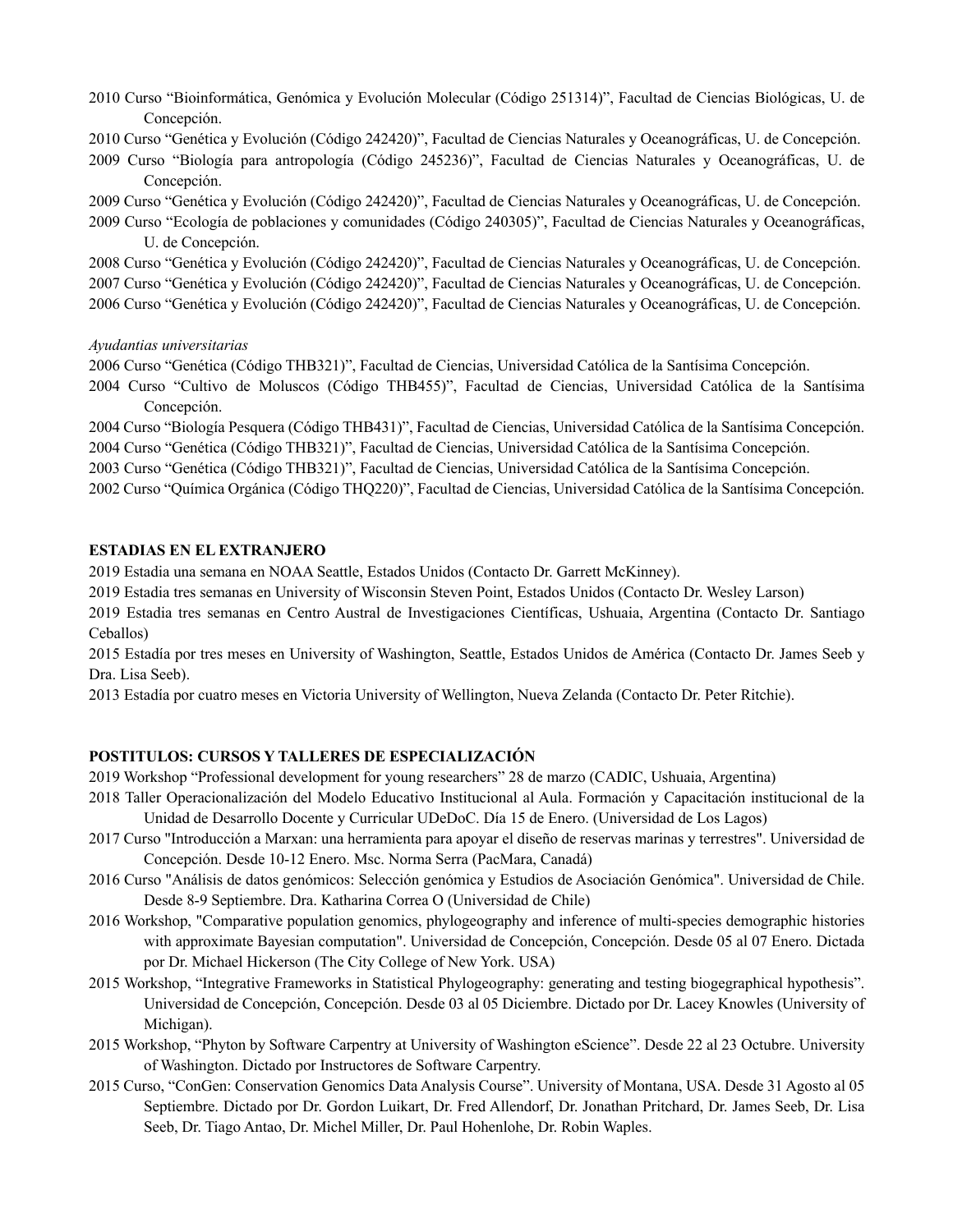2010 Curso "Bioinformática, Genómica y Evolución Molecular (Código 251314)", Facultad de Ciencias Biológicas, U. de Concepción.

2010 Curso "Genética y Evolución (Código 242420)", Facultad de Ciencias Naturales y Oceanográficas, U. de Concepción.

2009 Curso "Biología para antropología (Código 245236)", Facultad de Ciencias Naturales y Oceanográficas, U. de Concepción.

2009 Curso "Genética y Evolución (Código 242420)", Facultad de Ciencias Naturales y Oceanográficas, U. de Concepción.

2009 Curso "Ecología de poblaciones y comunidades (Código 240305)", Facultad de Ciencias Naturales y Oceanográficas, U. de Concepción.

2008 Curso "Genética y Evolución (Código 242420)", Facultad de Ciencias Naturales y Oceanográficas, U. de Concepción.

2007 Curso "Genética y Evolución (Código 242420)", Facultad de Ciencias Naturales y Oceanográficas, U. de Concepción.

2006 Curso "Genética y Evolución (Código 242420)", Facultad de Ciencias Naturales y Oceanográficas, U. de Concepción.

*Ayudantias universitarias*

2006 Curso "Genética (Código THB321)", Facultad de Ciencias, Universidad Católica de la Santísima Concepción.

2004 Curso "Cultivo de Moluscos (Código THB455)", Facultad de Ciencias, Universidad Católica de la Santísima Concepción.

2004 Curso "Biología Pesquera (Código THB431)", Facultad de Ciencias, Universidad Católica de la Santísima Concepción.

2004 Curso "Genética (Código THB321)", Facultad de Ciencias, Universidad Católica de la Santísima Concepción.

2003 Curso "Genética (Código THB321)", Facultad de Ciencias, Universidad Católica de la Santísima Concepción.

2002 Curso "Química Orgánica (Código THQ220)", Facultad de Ciencias, Universidad Católica de la Santísima Concepción.

**ESTADIAS EN EL EXTRANJERO**

2019 Estadia una semana en NOAA Seattle, Estados Unidos (Contacto Dr. Garrett McKinney).

2019 Estadia tres semanas en University of Wisconsin Steven Point, Estados Unidos (Contacto Dr. Wesley Larson)

2019 Estadia tres semanas en Centro Austral de Investigaciones Científicas, Ushuaia, Argentina (Contacto Dr. Santiago Ceballos)

2015 Estadía por tres meses en University of Washington, Seattle, Estados Unidos de América (Contacto Dr. James Seeb y Dra. Lisa Seeb).

2013 Estadía por cuatro meses en Victoria University of Wellington, Nueva Zelanda (Contacto Dr. Peter Ritchie).

**POSTITULOS: CURSOS Y TALLERES DE ESPECIALIZACIÓN**

2019 Workshop "Professional development for young researchers" 28 de marzo (CADIC, Ushuaia, Argentina)

2018 Taller Operacionalización del Modelo Educativo Institucional al Aula. Formación y Capacitación institucional de la Unidad de Desarrollo Docente y Curricular UDeDoC. Día 15 de Enero. (Universidad de Los Lagos)

2017 Curso "Introducción a Marxan: una herramienta para apoyar el diseño de reservas marinas y terrestres". Universidad de Concepción. Desde 10-12 Enero. Msc. Norma Serra (PacMara, Canadá)

2016 Curso "Análisis de datos genómicos: Selección genómica y Estudios de Asociación Genómica". Universidad de Chile. Desde 8-9 Septiembre. Dra. Katharina Correa O (Universidad de Chile)

2016 Workshop, "Comparative population genomics, phylogeography and inference of multi-species demographic histories with approximate Bayesian computation". Universidad de Concepción, Concepción. Desde 05 al 07 Enero. Dictada por Dr. Michael Hickerson (The City College of New York. USA)

2015 Workshop, "Integrative Frameworks in Statistical Phylogeography: generating and testing biogegraphical hypothesis". Universidad de Concepción, Concepción. Desde 03 al 05 Diciembre. Dictado por Dr. Lacey Knowles (University of Michigan).

2015 Workshop, "Phyton by Software Carpentry at University of Washington eScience". Desde 22 al 23 Octubre. University of Washington. Dictado por Instructores de Software Carpentry.

2015 Curso, "ConGen: Conservation Genomics Data Analysis Course". University of Montana, USA. Desde 31 Agosto al 05 Septiembre. Dictado por Dr. Gordon Luikart, Dr. Fred Allendorf, Dr. Jonathan Pritchard, Dr. James Seeb, Dr. Lisa Seeb, Dr. Tiago Antao, Dr. Michel Miller, Dr. Paul Hohenlohe, Dr. Robin Waples.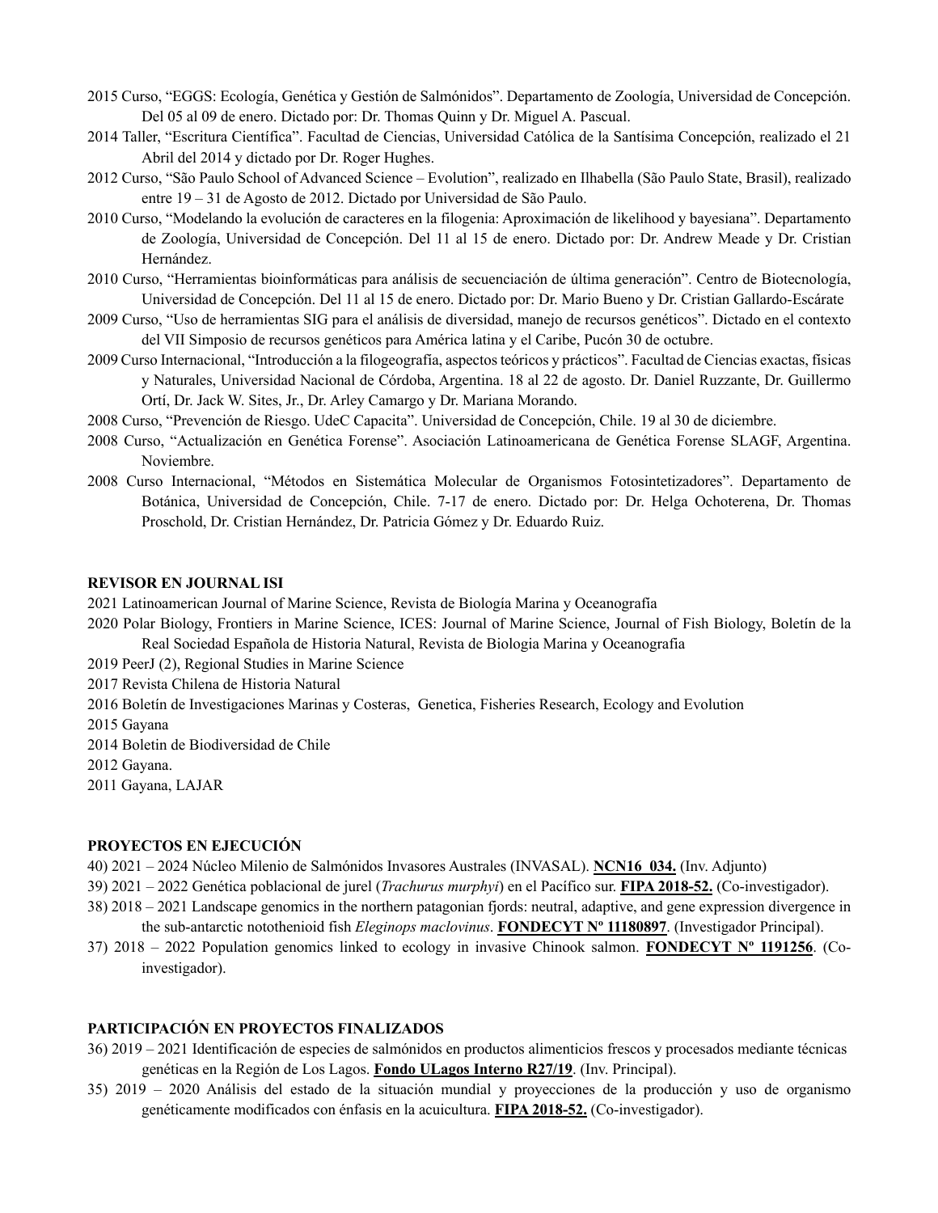2015 Curso, "EGGS: Ecología, Genética y Gestión de Salmónidos". Departamento de Zoología, Universidad de Concepción. Del 05 al 09 de enero. Dictado por: Dr. Thomas Quinn y Dr. Miguel A. Pascual.

2014 Taller, "Escritura Científica". Facultad de Ciencias, Universidad Católica de la Santísima Concepción, realizado el 21 Abril del 2014 y dictado por Dr. Roger Hughes.

2012 Curso, "São Paulo School of Advanced Science – Evolution", realizado en Ilhabella (São Paulo State, Brasil), realizado entre 19 – 31 de Agosto de 2012. Dictado por Universidad de São Paulo.

2010 Curso, "Modelando la evolución de caracteres en la filogenia: Aproximación de likelihood y bayesiana". Departamento de Zoología, Universidad de Concepción. Del 11 al 15 de enero. Dictado por: Dr. Andrew Meade y Dr. Cristian Hernández.

2010 Curso, "Herramientas bioinformáticas para análisis de secuenciación de última generación". Centro de Biotecnología, Universidad de Concepción. Del 11 al 15 de enero. Dictado por: Dr. Mario Bueno y Dr. Cristian Gallardo-Escárate

2009 Curso, "Uso de herramientas SIG para el análisis de diversidad, manejo de recursos genéticos". Dictado en el contexto del VII Simposio de recursos genéticos para América latina y el Caribe, Pucón 30 de octubre.

2009 Curso Internacional, "Introducción a la filogeografía, aspectos teóricos y prácticos". Facultad de Ciencias exactas, físicas y Naturales, Universidad Nacional de Córdoba, Argentina. 18 al 22 de agosto. Dr. Daniel Ruzzante, Dr. Guillermo Ortí, Dr. Jack W. Sites, Jr., Dr. Arley Camargo y Dr. Mariana Morando.

2008 Curso, "Prevención de Riesgo. UdeC Capacita". Universidad de Concepción, Chile. 19 al 30 de diciembre.

2008 Curso, "Actualización en Genética Forense". Asociación Latinoamericana de Genética Forense SLAGF, Argentina. Noviembre.

2008 Curso Internacional, "Métodos en Sistemática Molecular de Organismos Fotosintetizadores". Departamento de Botánica, Universidad de Concepción, Chile. 7-17 de enero. Dictado por: Dr. Helga Ochoterena, Dr. Thomas Proschold, Dr. Cristian Hernández, Dr. Patricia Gómez y Dr. Eduardo Ruiz.

**REVISOR EN JOURNAL ISI**

2021 Latinoamerican Journal of Marine Science, Revista de Biología Marina y Oceanografía

2020 Polar Biology, Frontiers in Marine Science, ICES: Journal of Marine Science, Journal of Fish Biology, Boletín de la Real Sociedad Española de Historia Natural, Revista de Biologia Marina y Oceanografia

2019 PeerJ (2), Regional Studies in Marine Science

2017 Revista Chilena de Historia Natural

2016 Boletín de Investigaciones Marinas y Costeras, Genetica, Fisheries Research, Ecology and Evolution

2015 Gayana

2014 Boletin de Biodiversidad de Chile

2012 Gayana.

2011 Gayana, LAJAR

**PROYECTOS EN EJECUCIÓN**

40) 2021 – 2024 Núcleo Milenio de Salmónidos Invasores Australes (INVASAL). **NCN16_034.** (Inv. Adjunto)

39) 2021 – 2022 Genética poblacional de jurel (*Trachurus murphyi*) en el Pacífico sur. **FIPA 2018-52.** (Co-investigador).

38) 2018 – 2021 Landscape genomics in the northern patagonian fjords: neutral, adaptive, and gene expression divergence in the sub-antarctic notothenioid fish *Eleginops maclovinus*. **FONDECYT Nº 11180897**. (Investigador Principal).

37) 2018 – 2022 Population genomics linked to ecology in invasive Chinook salmon. **FONDECYT Nº 1191256**. (Co-investigador).

**PARTICIPACIÓN EN PROYECTOS FINALIZADOS**

36) 2019 – 2021 Identificación de especies de salmónidos en productos alimenticios frescos y procesados mediante técnicas genéticas en la Región de Los Lagos. **Fondo ULagos Interno R27/19**. (Inv. Principal).

35) 2019 – 2020 Análisis del estado de la situación mundial y proyecciones de la producción y uso de organismo genéticamente modificados con énfasis en la acuicultura. **FIPA 2018-52.** (Co-investigador).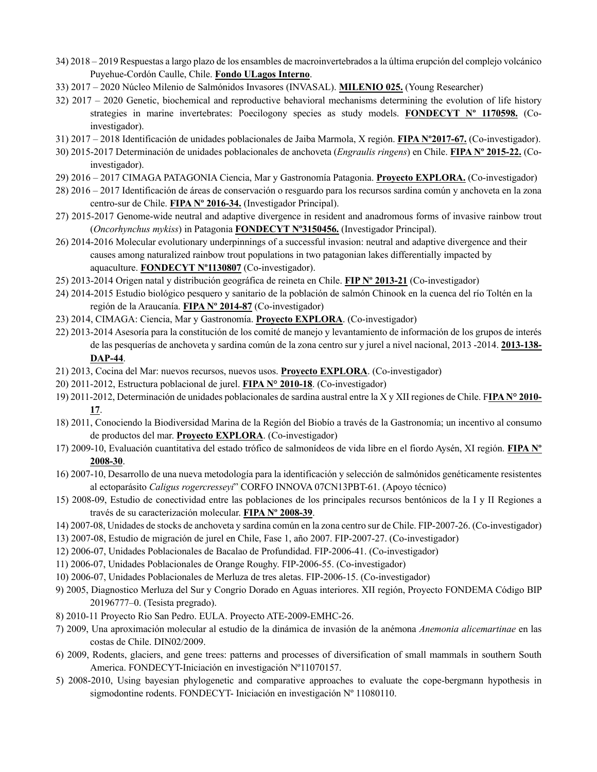34) 2018 – 2019 Respuestas a largo plazo de los ensambles de macroinvertebrados a la última erupción del complejo volcánico Puyehue-Cordón Caulle, Chile. **Fondo ULagos Interno**.

33) 2017 – 2020 Núcleo Milenio de Salmónidos Invasores (INVASAL). **MILENIO 025.** (Young Researcher)

32) 2017 – 2020 Genetic, biochemical and reproductive behavioral mechanisms determining the evolution of life history strategies in marine invertebrates: Poecilogony species as study models. **FONDECYT Nº 1170598.** (Co-investigador).

31) 2017 – 2018 Identificación de unidades poblacionales de Jaiba Marmola, X región. **FIPA Nº2017-67.** (Co-investigador).

30) 2015-2017 Determinación de unidades poblacionales de anchoveta (*Engraulis ringens*) en Chile. **FIPA Nº 2015-22.** (Co-investigador).

29) 2016 – 2017 CIMAGA PATAGONIA Ciencia, Mar y Gastronomía Patagonia. **Proyecto EXPLORA.** (Co-investigador)

28) 2016 – 2017 Identificación de áreas de conservación o resguardo para los recursos sardina común y anchoveta en la zona centro-sur de Chile. **FIPA Nº 2016-34.** (Investigador Principal).

27) 2015-2017 Genome-wide neutral and adaptive divergence in resident and anadromous forms of invasive rainbow trout (*Oncorhynchus mykiss*) in Patagonia **FONDECYT Nº3150456.** (Investigador Principal).

26) 2014-2016 Molecular evolutionary underpinnings of a successful invasion: neutral and adaptive divergence and their causes among naturalized rainbow trout populations in two patagonian lakes differentially impacted by aquaculture. **FONDECYT Nº1130807** (Co-investigador).

25) 2013-2014 Origen natal y distribución geográfica de reineta en Chile. **FIP Nº 2013-21** (Co-investigador)

24) 2014-2015 Estudio biológico pesquero y sanitario de la población de salmón Chinook en la cuenca del río Toltén en la región de la Araucanía. **FIPA Nº 2014-87** (Co-investigador)

23) 2014, CIMAGA: Ciencia, Mar y Gastronomía. **Proyecto EXPLORA**. (Co-investigador)

22) 2013-2014 Asesoría para la constitución de los comité de manejo y levantamiento de información de los grupos de interés de las pesquerías de anchoveta y sardina común de la zona centro sur y jurel a nivel nacional, 2013 -2014. **2013-138-DAP-44**.

21) 2013, Cocina del Mar: nuevos recursos, nuevos usos. **Proyecto EXPLORA**. (Co-investigador)

20) 2011-2012, Estructura poblacional de jurel. **FIPA N° 2010-18**. (Co-investigador)

19) 2011-2012, Determinación de unidades poblacionales de sardina austral entre la X y XII regiones de Chile. F**IPA N° 2010-17**.

18) 2011, Conociendo la Biodiversidad Marina de la Región del Biobío a través de la Gastronomía; un incentivo al consumo de productos del mar. **Proyecto EXPLORA**. (Co-investigador)

17) 2009-10, Evaluación cuantitativa del estado trófico de salmonídeos de vida libre en el fiordo Aysén, XI región. **FIPA Nº 2008-30**.

16) 2007-10, Desarrollo de una nueva metodología para la identificación y selección de salmónidos genéticamente resistentes al ectoparásito *Caligus rogercresseyi*" CORFO INNOVA 07CN13PBT-61. (Apoyo técnico)

15) 2008-09, Estudio de conectividad entre las poblaciones de los principales recursos bentónicos de la I y II Regiones a través de su caracterización molecular. **FIPA Nº 2008-39**.

14) 2007-08, Unidades de stocks de anchoveta y sardina común en la zona centro sur de Chile. FIP-2007-26. (Co-investigador)

13) 2007-08, Estudio de migración de jurel en Chile, Fase 1, año 2007. FIP-2007-27. (Co-investigador)

12) 2006-07, Unidades Poblacionales de Bacalao de Profundidad. FIP-2006-41. (Co-investigador)

11) 2006-07, Unidades Poblacionales de Orange Roughy. FIP-2006-55. (Co-investigador)

10) 2006-07, Unidades Poblacionales de Merluza de tres aletas. FIP-2006-15. (Co-investigador)

9) 2005, Diagnostico Merluza del Sur y Congrio Dorado en Aguas interiores. XII región, Proyecto FONDEMA Código BIP 20196777–0. (Tesista pregrado).

8) 2010-11 Proyecto Rio San Pedro. EULA. Proyecto ATE-2009-EMHC-26.

7) 2009, Una aproximación molecular al estudio de la dinámica de invasión de la anémona *Anemonia alicemartinae* en las costas de Chile. DIN02/2009.

6) 2009, Rodents, glaciers, and gene trees: patterns and processes of diversification of small mammals in southern South America. FONDECYT-Iniciación en investigación Nº11070157.

5) 2008-2010, Using bayesian phylogenetic and comparative approaches to evaluate the cope-bergmann hypothesis in sigmodontine rodents. FONDECYT- Iniciación en investigación Nº 11080110.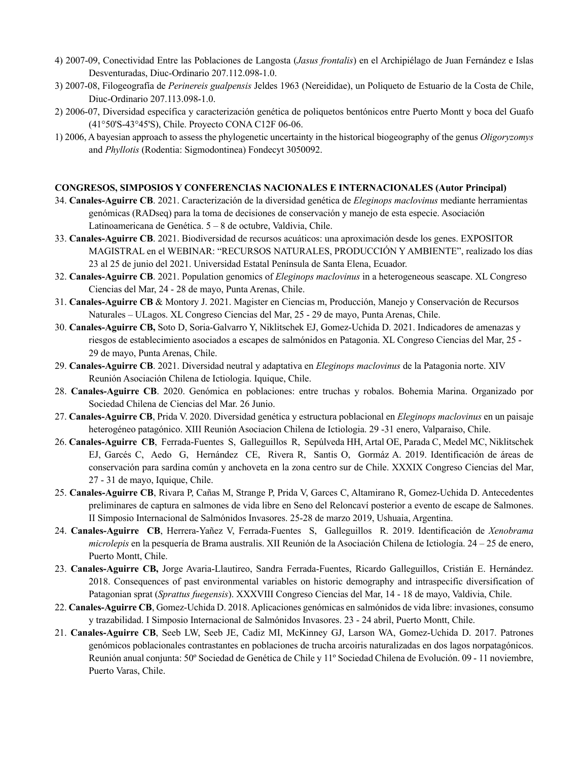4) 2007-09, Conectividad Entre las Poblaciones de Langosta (*Jasus frontalis*) en el Archipiélago de Juan Fernández e Islas Desventuradas, Diuc-Ordinario 207.112.098-1.0.

3) 2007-08, Filogeografía de *Perinereis gualpensis* Jeldes 1963 (Nereididae), un Poliqueto de Estuario de la Costa de Chile, Diuc-Ordinario 207.113.098-1.0.

2) 2006-07, Diversidad específica y caracterización genética de poliquetos bentónicos entre Puerto Montt y boca del Guafo (41°50'S-43°45'S), Chile. Proyecto CONA C12F 06-06.

1) 2006, A bayesian approach to assess the phylogenetic uncertainty in the historical biogeography of the genus *Oligoryzomys* and *Phyllotis* (Rodentia: Sigmodontinea) Fondecyt 3050092.

**CONGRESOS, SIMPOSIOS Y CONFERENCIAS NACIONALES E INTERNACIONALES (Autor Principal)**

34. **Canales-Aguirre CB**. 2021. Caracterización de la diversidad genética de *Eleginops maclovinus* mediante herramientas genómicas (RADseq) para la toma de decisiones de conservación y manejo de esta especie. Asociación Latinoamericana de Genética. 5 – 8 de octubre, Valdivia, Chile.

33. **Canales-Aguirre CB**. 2021. Biodiversidad de recursos acuáticos: una aproximación desde los genes. EXPOSITOR MAGISTRAL en el WEBINAR: "RECURSOS NATURALES, PRODUCCIÓN Y AMBIENTE", realizado los días 23 al 25 de junio del 2021. Universidad Estatal Península de Santa Elena, Ecuador.

32. **Canales-Aguirre CB**. 2021. Population genomics of *Eleginops maclovinus* in a heterogeneous seascape. XL Congreso Ciencias del Mar, 24 - 28 de mayo, Punta Arenas, Chile.

31. **Canales-Aguirre CB** & Montory J. 2021. Magister en Ciencias m, Producción, Manejo y Conservación de Recursos Naturales – ULagos. XL Congreso Ciencias del Mar, 25 - 29 de mayo, Punta Arenas, Chile.

30. **Canales-Aguirre CB,** Soto D, Soria-Galvarro Y, Niklitschek EJ, Gomez-Uchida D. 2021. Indicadores de amenazas y riesgos de establecimiento asociados a escapes de salmónidos en Patagonia. XL Congreso Ciencias del Mar, 25 - 29 de mayo, Punta Arenas, Chile.

29. **Canales-Aguirre CB**. 2021. Diversidad neutral y adaptativa en *Eleginops maclovinus* de la Patagonia norte. XIV Reunión Asociación Chilena de Ictiologia. Iquique, Chile.

28. **Canales-Aguirre CB**. 2020. Genómica en poblaciones: entre truchas y robalos. Bohemia Marina. Organizado por Sociedad Chilena de Ciencias del Mar. 26 Junio.

27. **Canales-Aguirre CB**, Prida V. 2020. Diversidad genética y estructura poblacional en *Eleginops maclovinus* en un paisaje heterogéneo patagónico. XIII Reunión Asociacion Chilena de Ictiologia. 29 -31 enero, Valparaiso, Chile.

26. **Canales-Aguirre CB**, Ferrada-Fuentes S, Galleguillos R, Sepúlveda HH, Artal OE, Parada C, Medel MC, Niklitschek EJ, Garcés C, Aedo G, Hernández CE, Rivera R, Santis O, Gormáz A. 2019. Identificación de áreas de conservación para sardina común y anchoveta en la zona centro sur de Chile. XXXIX Congreso Ciencias del Mar, 27 - 31 de mayo, Iquique, Chile.

25. **Canales-Aguirre CB**, Rivara P, Cañas M, Strange P, Prida V, Garces C, Altamirano R, Gomez-Uchida D. Antecedentes preliminares de captura en salmones de vida libre en Seno del Reloncaví posterior a evento de escape de Salmones. II Simposio Internacional de Salmónidos Invasores. 25-28 de marzo 2019, Ushuaia, Argentina.

24. **Canales-Aguirre CB**, Herrera-Yañez V, Ferrada-Fuentes S, Galleguillos R. 2019. Identificación de *Xenobrama microlepis* en la pesquería de Brama australis. XII Reunión de la Asociación Chilena de Ictiología. 24 – 25 de enero, Puerto Montt, Chile.

23. **Canales-Aguirre CB,** Jorge Avaria-Llautireo, Sandra Ferrada-Fuentes, Ricardo Galleguillos, Cristián E. Hernández. 2018. Consequences of past environmental variables on historic demography and intraspecific diversification of Patagonian sprat (*Sprattus fuegensis*). XXXVIII Congreso Ciencias del Mar, 14 - 18 de mayo, Valdivia, Chile.

22. **Canales-Aguirre CB**, Gomez-Uchida D. 2018. Aplicaciones genómicas en salmónidos de vida libre: invasiones, consumo y trazabilidad. I Simposio Internacional de Salmónidos Invasores. 23 - 24 abril, Puerto Montt, Chile.

21. **Canales-Aguirre CB**, Seeb LW, Seeb JE, Cadiz MI, McKinney GJ, Larson WA, Gomez-Uchida D. 2017. Patrones genómicos poblacionales contrastantes en poblaciones de trucha arcoiris naturalizadas en dos lagos norpatagónicos. Reunión anual conjunta: 50º Sociedad de Genética de Chile y 11º Sociedad Chilena de Evolución. 09 - 11 noviembre, Puerto Varas, Chile.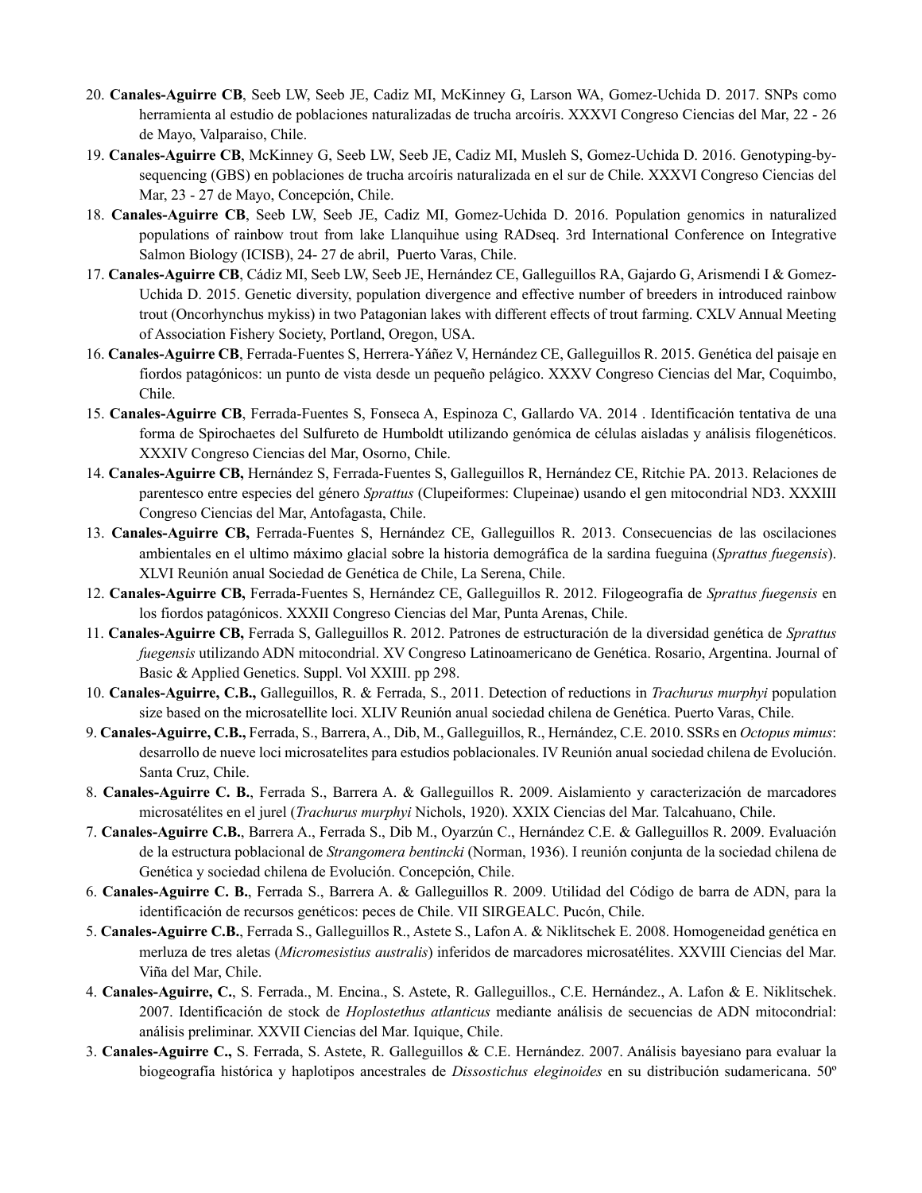20. **Canales-Aguirre CB**, Seeb LW, Seeb JE, Cadiz MI, McKinney G, Larson WA, Gomez-Uchida D. 2017. SNPs como herramienta al estudio de poblaciones naturalizadas de trucha arcoíris. XXXVI Congreso Ciencias del Mar, 22 - 26 de Mayo, Valparaiso, Chile.

19. **Canales-Aguirre CB**, McKinney G, Seeb LW, Seeb JE, Cadiz MI, Musleh S, Gomez-Uchida D. 2016. Genotyping-by-sequencing (GBS) en poblaciones de trucha arcoíris naturalizada en el sur de Chile. XXXVI Congreso Ciencias del Mar, 23 - 27 de Mayo, Concepción, Chile.

18. **Canales-Aguirre CB**, Seeb LW, Seeb JE, Cadiz MI, Gomez-Uchida D. 2016. Population genomics in naturalized populations of rainbow trout from lake Llanquihue using RADseq. 3rd International Conference on Integrative Salmon Biology (ICISB), 24- 27 de abril, Puerto Varas, Chile.

17. **Canales-Aguirre CB**, Cádiz MI, Seeb LW, Seeb JE, Hernández CE, Galleguillos RA, Gajardo G, Arismendi I & Gomez-Uchida D. 2015. Genetic diversity, population divergence and effective number of breeders in introduced rainbow trout (Oncorhynchus mykiss) in two Patagonian lakes with different effects of trout farming. CXLV Annual Meeting of Association Fishery Society, Portland, Oregon, USA.

16. **Canales-Aguirre CB**, Ferrada-Fuentes S, Herrera-Yáñez V, Hernández CE, Galleguillos R. 2015. Genética del paisaje en fiordos patagónicos: un punto de vista desde un pequeño pelágico. XXXV Congreso Ciencias del Mar, Coquimbo, Chile.

15. **Canales-Aguirre CB**, Ferrada-Fuentes S, Fonseca A, Espinoza C, Gallardo VA. 2014 . Identificación tentativa de una forma de Spirochaetes del Sulfureto de Humboldt utilizando genómica de células aisladas y análisis filogenéticos. XXXIV Congreso Ciencias del Mar, Osorno, Chile.

14. **Canales-Aguirre CB,** Hernández S, Ferrada-Fuentes S, Galleguillos R, Hernández CE, Ritchie PA. 2013. Relaciones de parentesco entre especies del género *Sprattus* (Clupeiformes: Clupeinae) usando el gen mitocondrial ND3. XXXIII Congreso Ciencias del Mar, Antofagasta, Chile.

13. **Canales-Aguirre CB,** Ferrada-Fuentes S, Hernández CE, Galleguillos R. 2013. Consecuencias de las oscilaciones ambientales en el ultimo máximo glacial sobre la historia demográfica de la sardina fueguina (*Sprattus fuegensis*). XLVI Reunión anual Sociedad de Genética de Chile, La Serena, Chile.

12. **Canales-Aguirre CB,** Ferrada-Fuentes S, Hernández CE, Galleguillos R. 2012. Filogeografía de *Sprattus fuegensis* en los fiordos patagónicos. XXXII Congreso Ciencias del Mar, Punta Arenas, Chile.

11. **Canales-Aguirre CB,** Ferrada S, Galleguillos R. 2012. Patrones de estructuración de la diversidad genética de *Sprattus fuegensis* utilizando ADN mitocondrial. XV Congreso Latinoamericano de Genética. Rosario, Argentina. Journal of Basic & Applied Genetics. Suppl. Vol XXIII. pp 298.

10. **Canales-Aguirre, C.B.,** Galleguillos, R. & Ferrada, S., 2011. Detection of reductions in *Trachurus murphyi* population size based on the microsatellite loci. XLIV Reunión anual sociedad chilena de Genética. Puerto Varas, Chile.

9. **Canales-Aguirre, C.B.,** Ferrada, S., Barrera, A., Dib, M., Galleguillos, R., Hernández, C.E. 2010. SSRs en *Octopus mimus*: desarrollo de nueve loci microsatelites para estudios poblacionales. IV Reunión anual sociedad chilena de Evolución. Santa Cruz, Chile.

8. **Canales-Aguirre C. B.**, Ferrada S., Barrera A. & Galleguillos R. 2009. Aislamiento y caracterización de marcadores microsatélites en el jurel (*Trachurus murphyi* Nichols, 1920). XXIX Ciencias del Mar. Talcahuano, Chile.

7. **Canales-Aguirre C.B.**, Barrera A., Ferrada S., Dib M., Oyarzún C., Hernández C.E. & Galleguillos R. 2009. Evaluación de la estructura poblacional de *Strangomera bentincki* (Norman, 1936). I reunión conjunta de la sociedad chilena de Genética y sociedad chilena de Evolución. Concepción, Chile.

6. **Canales-Aguirre C. B.**, Ferrada S., Barrera A. & Galleguillos R. 2009. Utilidad del Código de barra de ADN, para la identificación de recursos genéticos: peces de Chile. VII SIRGEALC. Pucón, Chile.

5. **Canales-Aguirre C.B.**, Ferrada S., Galleguillos R., Astete S., Lafon A. & Niklitschek E. 2008. Homogeneidad genética en merluza de tres aletas (*Micromesistius australis*) inferidos de marcadores microsatélites. XXVIII Ciencias del Mar. Viña del Mar, Chile.

4. **Canales-Aguirre, C.**, S. Ferrada., M. Encina., S. Astete, R. Galleguillos., C.E. Hernández., A. Lafon & E. Niklitschek. 2007. Identificación de stock de *Hoplostethus atlanticus* mediante análisis de secuencias de ADN mitocondrial: análisis preliminar. XXVII Ciencias del Mar. Iquique, Chile.

3. **Canales-Aguirre C.,** S. Ferrada, S. Astete, R. Galleguillos & C.E. Hernández. 2007. Análisis bayesiano para evaluar la biogeografía histórica y haplotipos ancestrales de *Dissostichus eleginoides* en su distribución sudamericana. 50º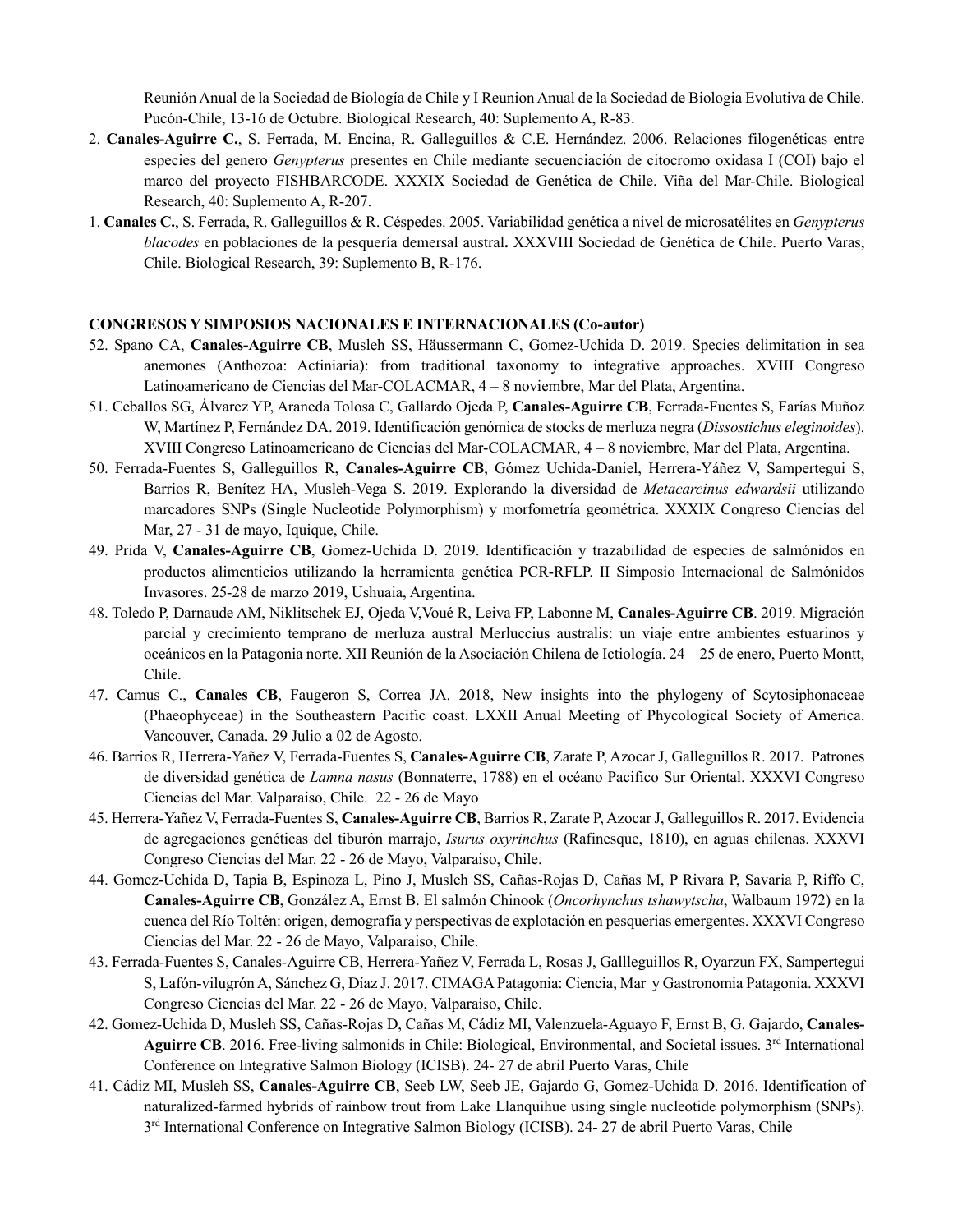Reunión Anual de la Sociedad de Biología de Chile y I Reunion Anual de la Sociedad de Biologia Evolutiva de Chile. Pucón-Chile, 13-16 de Octubre. Biological Research, 40: Suplemento A, R-83.

2. **Canales-Aguirre C.**, S. Ferrada, M. Encina, R. Galleguillos & C.E. Hernández. 2006. Relaciones filogenéticas entre especies del genero *Genypterus* presentes en Chile mediante secuenciación de citocromo oxidasa I (COI) bajo el marco del proyecto FISHBARCODE. XXXIX Sociedad de Genética de Chile. Viña del Mar-Chile. Biological Research, 40: Suplemento A, R-207.

1. **Canales C.**, S. Ferrada, R. Galleguillos & R. Céspedes. 2005. Variabilidad genética a nivel de microsatélites en *Genypterus blacodes* en poblaciones de la pesquería demersal austral**.** XXXVIII Sociedad de Genética de Chile. Puerto Varas, Chile. Biological Research, 39: Suplemento B, R-176.

**CONGRESOS Y SIMPOSIOS NACIONALES E INTERNACIONALES (Co-autor)**

52. Spano CA, **Canales-Aguirre CB**, Musleh SS, Häussermann C, Gomez-Uchida D. 2019. Species delimitation in sea anemones (Anthozoa: Actiniaria): from traditional taxonomy to integrative approaches. XVIII Congreso Latinoamericano de Ciencias del Mar-COLACMAR, 4 – 8 noviembre, Mar del Plata, Argentina.

51. Ceballos SG, Álvarez YP, Araneda Tolosa C, Gallardo Ojeda P, **Canales-Aguirre CB**, Ferrada-Fuentes S, Farías Muñoz W, Martínez P, Fernández DA. 2019. Identificación genómica de stocks de merluza negra (*Dissostichus eleginoides*). XVIII Congreso Latinoamericano de Ciencias del Mar-COLACMAR, 4 – 8 noviembre, Mar del Plata, Argentina.

50. Ferrada-Fuentes S, Galleguillos R, **Canales-Aguirre CB**, Gómez Uchida-Daniel, Herrera-Yáñez V, Sampertegui S, Barrios R, Benítez HA, Musleh-Vega S. 2019. Explorando la diversidad de *Metacarcinus edwardsii* utilizando marcadores SNPs (Single Nucleotide Polymorphism) y morfometría geométrica. XXXIX Congreso Ciencias del Mar, 27 - 31 de mayo, Iquique, Chile.

49. Prida V, **Canales-Aguirre CB**, Gomez-Uchida D. 2019. Identificación y trazabilidad de especies de salmónidos en productos alimenticios utilizando la herramienta genética PCR-RFLP. II Simposio Internacional de Salmónidos Invasores. 25-28 de marzo 2019, Ushuaia, Argentina.

48. Toledo P, Darnaude AM, Niklitschek EJ, Ojeda V,Voué R, Leiva FP, Labonne M, **Canales-Aguirre CB**. 2019. Migración parcial y crecimiento temprano de merluza austral Merluccius australis: un viaje entre ambientes estuarinos y oceánicos en la Patagonia norte. XII Reunión de la Asociación Chilena de Ictiología. 24 – 25 de enero, Puerto Montt, Chile.

47. Camus C., **Canales CB**, Faugeron S, Correa JA. 2018, New insights into the phylogeny of Scytosiphonaceae (Phaeophyceae) in the Southeastern Pacific coast. LXXII Anual Meeting of Phycological Society of America. Vancouver, Canada. 29 Julio a 02 de Agosto.

46. Barrios R, Herrera-Yañez V, Ferrada-Fuentes S, **Canales-Aguirre CB**, Zarate P, Azocar J, Galleguillos R. 2017. Patrones de diversidad genética de *Lamna nasus* (Bonnaterre, 1788) en el océano Pacifico Sur Oriental. XXXVI Congreso Ciencias del Mar. Valparaiso, Chile. 22 - 26 de Mayo

45. Herrera-Yañez V, Ferrada-Fuentes S, **Canales-Aguirre CB**, Barrios R, Zarate P, Azocar J, Galleguillos R. 2017. Evidencia de agregaciones genéticas del tiburón marrajo, *Isurus oxyrinchus* (Rafinesque, 1810), en aguas chilenas. XXXVI Congreso Ciencias del Mar. 22 - 26 de Mayo, Valparaiso, Chile.

44. Gomez-Uchida D, Tapia B, Espinoza L, Pino J, Musleh SS, Cañas-Rojas D, Cañas M, P Rivara P, Savaria P, Riffo C, **Canales-Aguirre CB**, González A, Ernst B. El salmón Chinook (*Oncorhynchus tshawytscha*, Walbaum 1972) en la cuenca del Río Toltén: origen, demografía y perspectivas de explotación en pesquerias emergentes. XXXVI Congreso Ciencias del Mar. 22 - 26 de Mayo, Valparaiso, Chile.

43. Ferrada-Fuentes S, Canales-Aguirre CB, Herrera-Yañez V, Ferrada L, Rosas J, Gallleguillos R, Oyarzun FX, Sampertegui S, Lafón-vilugrón A, Sánchez G, Díaz J. 2017. CIMAGA Patagonia: Ciencia, Mar y Gastronomia Patagonia. XXXVI Congreso Ciencias del Mar. 22 - 26 de Mayo, Valparaiso, Chile.

42. Gomez-Uchida D, Musleh SS, Cañas-Rojas D, Cañas M, Cádiz MI, Valenzuela-Aguayo F, Ernst B, G. Gajardo, **Canales-Aguirre CB**. 2016. Free-living salmonids in Chile: Biological, Environmental, and Societal issues. 3rd International Conference on Integrative Salmon Biology (ICISB). 24- 27 de abril Puerto Varas, Chile

41. Cádiz MI, Musleh SS, **Canales-Aguirre CB**, Seeb LW, Seeb JE, Gajardo G, Gomez-Uchida D. 2016. Identification of naturalized-farmed hybrids of rainbow trout from Lake Llanquihue using single nucleotide polymorphism (SNPs). 3rd International Conference on Integrative Salmon Biology (ICISB). 24- 27 de abril Puerto Varas, Chile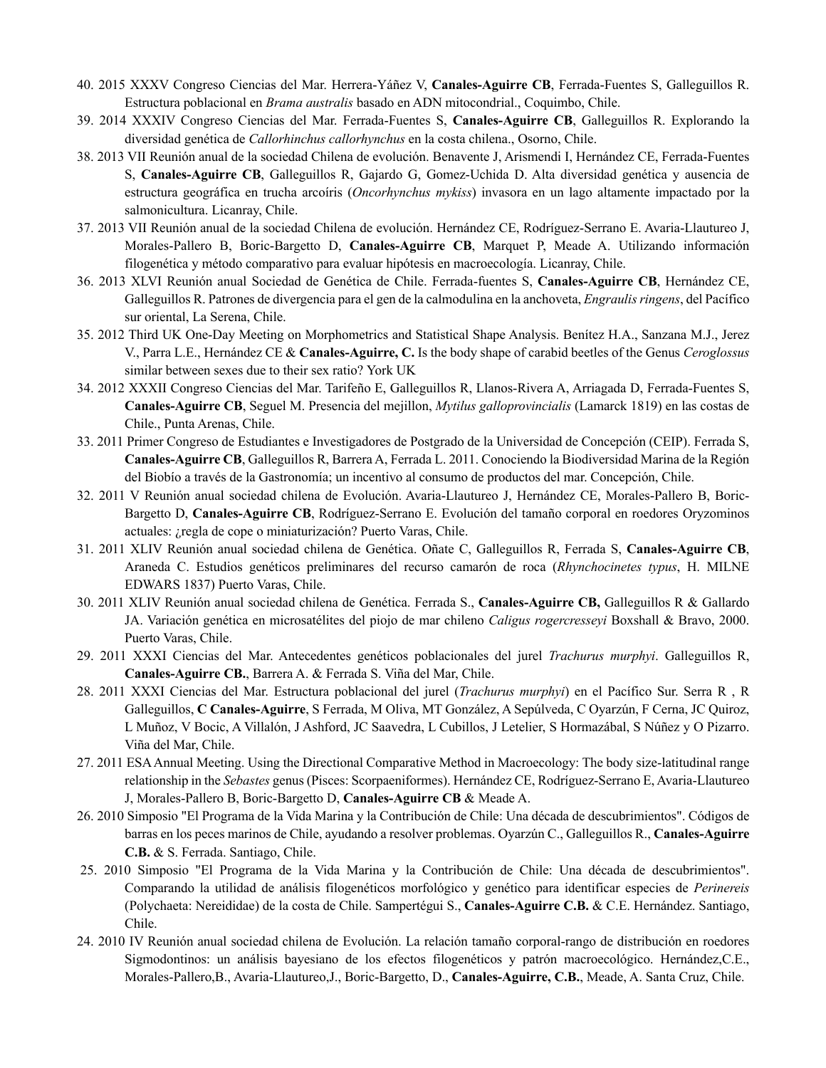40. 2015 XXXV Congreso Ciencias del Mar. Herrera-Yáñez V, **Canales-Aguirre CB**, Ferrada-Fuentes S, Galleguillos R. Estructura poblacional en *Brama australis* basado en ADN mitocondrial., Coquimbo, Chile.

39. 2014 XXXIV Congreso Ciencias del Mar. Ferrada-Fuentes S, **Canales-Aguirre CB**, Galleguillos R. Explorando la diversidad genética de *Callorhinchus callorhynchus* en la costa chilena., Osorno, Chile.

38. 2013 VII Reunión anual de la sociedad Chilena de evolución. Benavente J, Arismendi I, Hernández CE, Ferrada-Fuentes S, **Canales-Aguirre CB**, Galleguillos R, Gajardo G, Gomez-Uchida D. Alta diversidad genética y ausencia de estructura geográfica en trucha arcoíris (*Oncorhynchus mykiss*) invasora en un lago altamente impactado por la salmonicultura. Licanray, Chile.

37. 2013 VII Reunión anual de la sociedad Chilena de evolución. Hernández CE, Rodríguez-Serrano E. Avaria-Llautureo J, Morales-Pallero B, Boric-Bargetto D, **Canales-Aguirre CB**, Marquet P, Meade A. Utilizando información filogenética y método comparativo para evaluar hipótesis en macroecología. Licanray, Chile.

36. 2013 XLVI Reunión anual Sociedad de Genética de Chile. Ferrada-fuentes S, **Canales-Aguirre CB**, Hernández CE, Galleguillos R. Patrones de divergencia para el gen de la calmodulina en la anchoveta, *Engraulis ringens*, del Pacífico sur oriental, La Serena, Chile.

35. 2012 Third UK One-Day Meeting on Morphometrics and Statistical Shape Analysis. Benítez H.A., Sanzana M.J., Jerez V., Parra L.E., Hernández CE & **Canales-Aguirre, C.** Is the body shape of carabid beetles of the Genus *Ceroglossus* similar between sexes due to their sex ratio? York UK

34. 2012 XXXII Congreso Ciencias del Mar. Tarifeño E, Galleguillos R, Llanos-Rivera A, Arriagada D, Ferrada-Fuentes S, **Canales-Aguirre CB**, Seguel M. Presencia del mejillon, *Mytilus galloprovincialis* (Lamarck 1819) en las costas de Chile., Punta Arenas, Chile.

33. 2011 Primer Congreso de Estudiantes e Investigadores de Postgrado de la Universidad de Concepción (CEIP). Ferrada S, **Canales-Aguirre CB**, Galleguillos R, Barrera A, Ferrada L. 2011. Conociendo la Biodiversidad Marina de la Región del Biobío a través de la Gastronomía; un incentivo al consumo de productos del mar. Concepción, Chile.

32. 2011 V Reunión anual sociedad chilena de Evolución. Avaria-Llautureo J, Hernández CE, Morales-Pallero B, Boric-Bargetto D, **Canales-Aguirre CB**, Rodríguez-Serrano E. Evolución del tamaño corporal en roedores Oryzominos actuales: ¿regla de cope o miniaturización? Puerto Varas, Chile.

31. 2011 XLIV Reunión anual sociedad chilena de Genética. Oñate C, Galleguillos R, Ferrada S, **Canales-Aguirre CB**, Araneda C. Estudios genéticos preliminares del recurso camarón de roca (*Rhynchocinetes typus*, H. MILNE EDWARS 1837) Puerto Varas, Chile.

30. 2011 XLIV Reunión anual sociedad chilena de Genética. Ferrada S., **Canales-Aguirre CB,** Galleguillos R & Gallardo JA. Variación genética en microsatélites del piojo de mar chileno *Caligus rogercresseyi* Boxshall & Bravo, 2000. Puerto Varas, Chile.

29. 2011 XXXI Ciencias del Mar. Antecedentes genéticos poblacionales del jurel *Trachurus murphyi*. Galleguillos R, **Canales-Aguirre CB.**, Barrera A. & Ferrada S. Viña del Mar, Chile.

28. 2011 XXXI Ciencias del Mar. Estructura poblacional del jurel (*Trachurus murphyi*) en el Pacífico Sur. Serra R , R Galleguillos, **C Canales-Aguirre**, S Ferrada, M Oliva, MT González, A Sepúlveda, C Oyarzún, F Cerna, JC Quiroz, L Muñoz, V Bocic, A Villalón, J Ashford, JC Saavedra, L Cubillos, J Letelier, S Hormazábal, S Núñez y O Pizarro. Viña del Mar, Chile.

27. 2011 ESA Annual Meeting. Using the Directional Comparative Method in Macroecology: The body size-latitudinal range relationship in the *Sebastes* genus (Pisces: Scorpaeniformes). Hernández CE, Rodríguez-Serrano E, Avaria-Llautureo J, Morales-Pallero B, Boric-Bargetto D, **Canales-Aguirre CB** & Meade A.

26. 2010 Simposio "El Programa de la Vida Marina y la Contribución de Chile: Una década de descubrimientos". Códigos de barras en los peces marinos de Chile, ayudando a resolver problemas. Oyarzún C., Galleguillos R., **Canales-Aguirre C.B.** & S. Ferrada. Santiago, Chile.

25. 2010 Simposio "El Programa de la Vida Marina y la Contribución de Chile: Una década de descubrimientos". Comparando la utilidad de análisis filogenéticos morfológico y genético para identificar especies de *Perinereis* (Polychaeta: Nereididae) de la costa de Chile. Sampertégui S., **Canales-Aguirre C.B.** & C.E. Hernández. Santiago, Chile.

24. 2010 IV Reunión anual sociedad chilena de Evolución. La relación tamaño corporal-rango de distribución en roedores Sigmodontinos: un análisis bayesiano de los efectos filogenéticos y patrón macroecológico. Hernández,C.E., Morales-Pallero,B., Avaria-Llautureo,J., Boric-Bargetto, D., **Canales-Aguirre, C.B.**, Meade, A. Santa Cruz, Chile.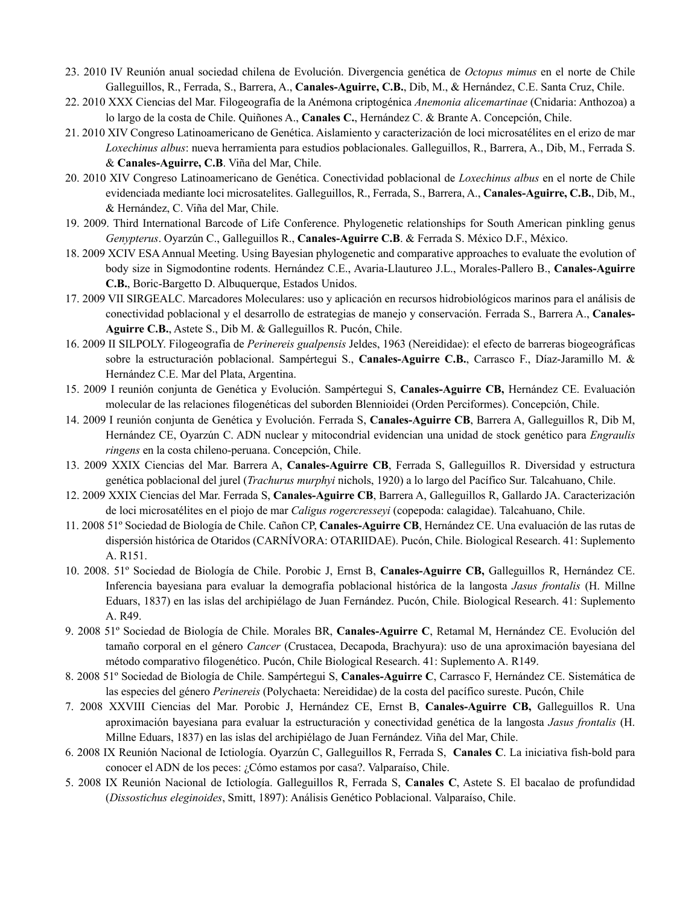23. 2010 IV Reunión anual sociedad chilena de Evolución. Divergencia genética de *Octopus mimus* en el norte de Chile Galleguillos, R., Ferrada, S., Barrera, A., **Canales-Aguirre, C.B.**, Dib, M., & Hernández, C.E. Santa Cruz, Chile.

22. 2010 XXX Ciencias del Mar. Filogeografía de la Anémona criptogénica *Anemonia alicemartinae* (Cnidaria: Anthozoa) a lo largo de la costa de Chile. Quiñones A., **Canales C.**, Hernández C. & Brante A. Concepción, Chile.

21. 2010 XIV Congreso Latinoamericano de Genética. Aislamiento y caracterización de loci microsatélites en el erizo de mar *Loxechinus albus*: nueva herramienta para estudios poblacionales. Galleguillos, R., Barrera, A., Dib, M., Ferrada S. & **Canales-Aguirre, C.B**. Viña del Mar, Chile.

20. 2010 XIV Congreso Latinoamericano de Genética. Conectividad poblacional de *Loxechinus albus* en el norte de Chile evidenciada mediante loci microsatelites. Galleguillos, R., Ferrada, S., Barrera, A., **Canales-Aguirre, C.B.**, Dib, M., & Hernández, C. Viña del Mar, Chile.

19. 2009. Third International Barcode of Life Conference. Phylogenetic relationships for South American pinkling genus *Genypterus*. Oyarzún C., Galleguillos R., **Canales-Aguirre C.B**. & Ferrada S. México D.F., México.

18. 2009 XCIV ESA Annual Meeting. Using Bayesian phylogenetic and comparative approaches to evaluate the evolution of body size in Sigmodontine rodents. Hernández C.E., Avaria-Llautureo J.L., Morales-Pallero B., **Canales-Aguirre C.B.**, Boric-Bargetto D. Albuquerque, Estados Unidos.

17. 2009 VII SIRGEALC. Marcadores Moleculares: uso y aplicación en recursos hidrobiológicos marinos para el análisis de conectividad poblacional y el desarrollo de estrategias de manejo y conservación. Ferrada S., Barrera A., **Canales-Aguirre C.B.**, Astete S., Dib M. & Galleguillos R. Pucón, Chile.

16. 2009 II SILPOLY. Filogeografía de *Perinereis gualpensis* Jeldes, 1963 (Nereididae): el efecto de barreras biogeográficas sobre la estructuración poblacional. Sampértegui S., **Canales-Aguirre C.B.**, Carrasco F., Díaz-Jaramillo M. & Hernández C.E. Mar del Plata, Argentina.

15. 2009 I reunión conjunta de Genética y Evolución. Sampértegui S, **Canales-Aguirre CB,** Hernández CE. Evaluación molecular de las relaciones filogenéticas del suborden Blennioidei (Orden Perciformes). Concepción, Chile.

14. 2009 I reunión conjunta de Genética y Evolución. Ferrada S, **Canales-Aguirre CB**, Barrera A, Galleguillos R, Dib M, Hernández CE, Oyarzún C. ADN nuclear y mitocondrial evidencian una unidad de stock genético para *Engraulis ringens* en la costa chileno-peruana. Concepción, Chile.

13. 2009 XXIX Ciencias del Mar. Barrera A, **Canales-Aguirre CB**, Ferrada S, Galleguillos R. Diversidad y estructura genética poblacional del jurel (*Trachurus murphyi* nichols, 1920) a lo largo del Pacífico Sur. Talcahuano, Chile.

12. 2009 XXIX Ciencias del Mar. Ferrada S, **Canales-Aguirre CB**, Barrera A, Galleguillos R, Gallardo JA. Caracterización de loci microsatélites en el piojo de mar *Caligus rogercresseyi* (copepoda: calagidae). Talcahuano, Chile.

11. 2008 51º Sociedad de Biología de Chile. Cañon CP, **Canales-Aguirre CB**, Hernández CE. Una evaluación de las rutas de dispersión histórica de Otaridos (CARNÍVORA: OTARIIDAE). Pucón, Chile. Biological Research. 41: Suplemento A. R151.

10. 2008. 51º Sociedad de Biología de Chile. Porobic J, Ernst B, **Canales-Aguirre CB,** Galleguillos R, Hernández CE. Inferencia bayesiana para evaluar la demografía poblacional histórica de la langosta *Jasus frontalis* (H. Millne Eduars, 1837) en las islas del archipiélago de Juan Fernández. Pucón, Chile. Biological Research. 41: Suplemento A. R49.

9. 2008 51º Sociedad de Biología de Chile. Morales BR, **Canales-Aguirre C**, Retamal M, Hernández CE. Evolución del tamaño corporal en el género *Cancer* (Crustacea, Decapoda, Brachyura): uso de una aproximación bayesiana del método comparativo filogenético. Pucón, Chile Biological Research. 41: Suplemento A. R149.

8. 2008 51º Sociedad de Biología de Chile. Sampértegui S, **Canales-Aguirre C**, Carrasco F, Hernández CE. Sistemática de las especies del género *Perinereis* (Polychaeta: Nereididae) de la costa del pacífico sureste. Pucón, Chile

7. 2008 XXVIII Ciencias del Mar. Porobic J, Hernández CE, Ernst B, **Canales-Aguirre CB,** Galleguillos R. Una aproximación bayesiana para evaluar la estructuración y conectividad genética de la langosta *Jasus frontalis* (H. Millne Eduars, 1837) en las islas del archipiélago de Juan Fernández. Viña del Mar, Chile.

6. 2008 IX Reunión Nacional de Ictiología. Oyarzún C, Galleguillos R, Ferrada S, **Canales C**. La iniciativa fish-bold para conocer el ADN de los peces: ¿Cómo estamos por casa?. Valparaíso, Chile.

5. 2008 IX Reunión Nacional de Ictiología. Galleguillos R, Ferrada S, **Canales C**, Astete S. El bacalao de profundidad (*Dissostichus eleginoides*, Smitt, 1897): Análisis Genético Poblacional. Valparaíso, Chile.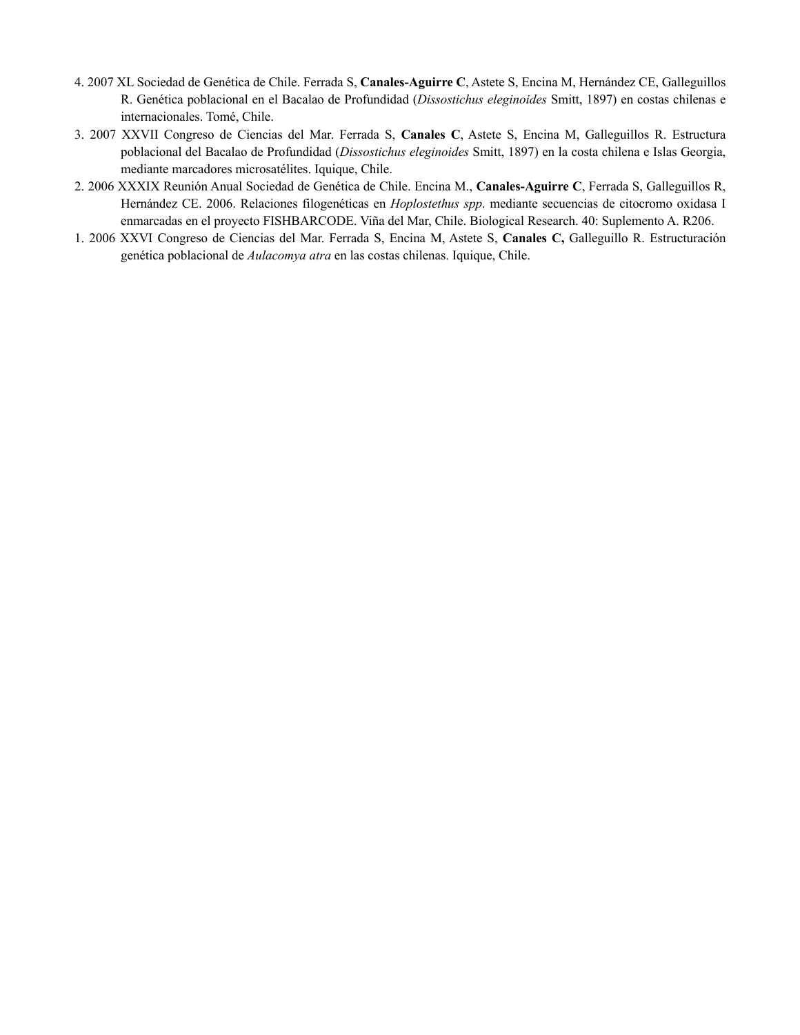4. 2007 XL Sociedad de Genética de Chile. Ferrada S, **Canales-Aguirre C**, Astete S, Encina M, Hernández CE, Galleguillos R. Genética poblacional en el Bacalao de Profundidad (*Dissostichus eleginoides* Smitt, 1897) en costas chilenas e internacionales. Tomé, Chile.
3. 2007 XXVII Congreso de Ciencias del Mar. Ferrada S, **Canales C**, Astete S, Encina M, Galleguillos R. Estructura poblacional del Bacalao de Profundidad (*Dissostichus eleginoides* Smitt, 1897) en la costa chilena e Islas Georgia, mediante marcadores microsatélites. Iquique, Chile.
2. 2006 XXXIX Reunión Anual Sociedad de Genética de Chile. Encina M., **Canales-Aguirre C**, Ferrada S, Galleguillos R, Hernández CE. 2006. Relaciones filogenéticas en *Hoplostethus spp*. mediante secuencias de citocromo oxidasa I enmarcadas en el proyecto FISHBARCODE. Viña del Mar, Chile. Biological Research. 40: Suplemento A. R206.
1. 2006 XXVI Congreso de Ciencias del Mar. Ferrada S, Encina M, Astete S, **Canales C,** Galleguillo R. Estructuración genética poblacional de *Aulacomya atra* en las costas chilenas. Iquique, Chile.